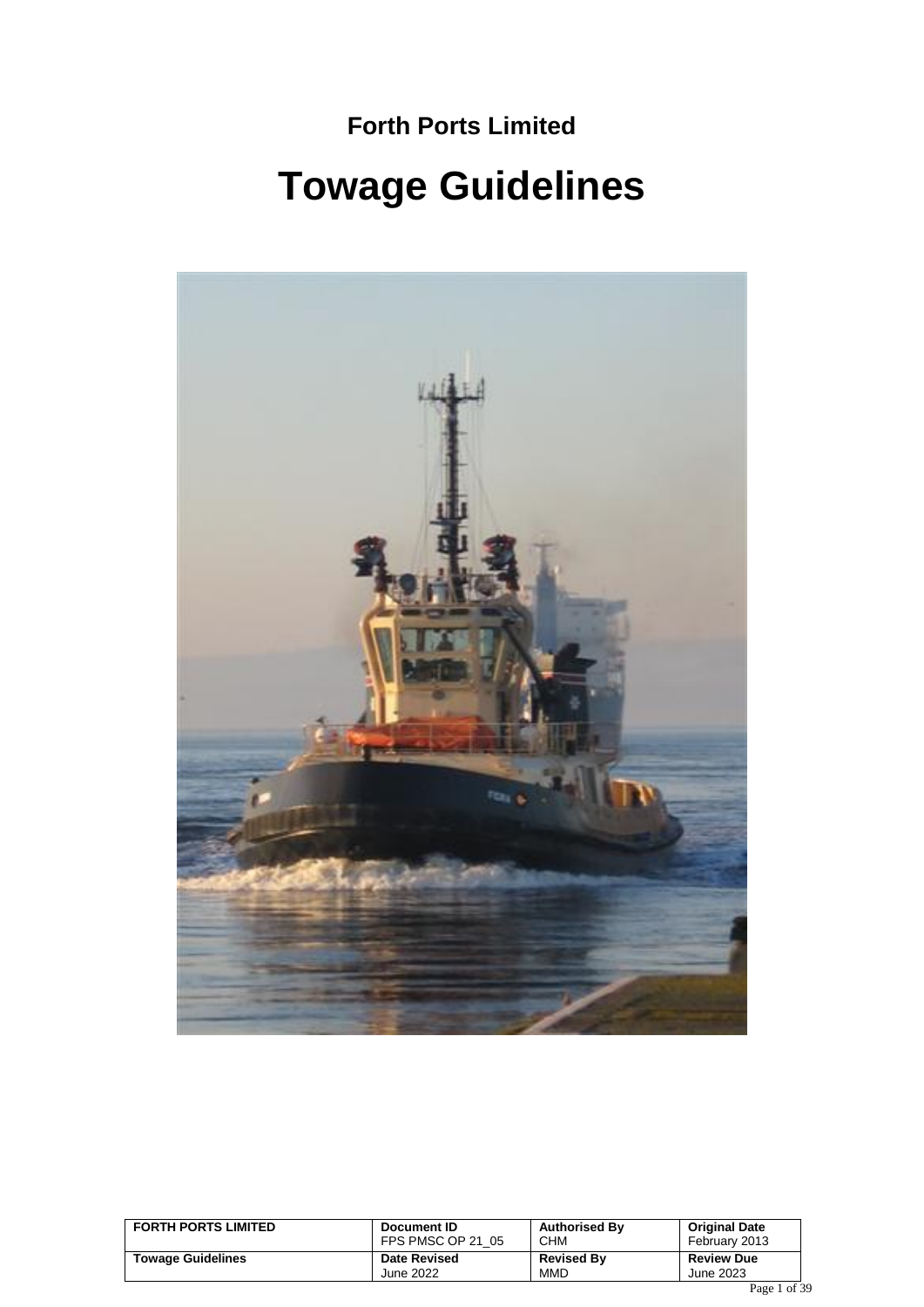**Forth Ports Limited**

# Towage Guidelines

| FORTH PORTS LIMITED | Document ID<br>FPS PMSC OP 21_05 | Authorised By<br>CHM | Original Date<br>February 2013 |
|---|---|---|---|
| Towage Guidelines | Date Revised<br>June 2022 | Revised By<br>MMD | Review Due<br>June 2023 |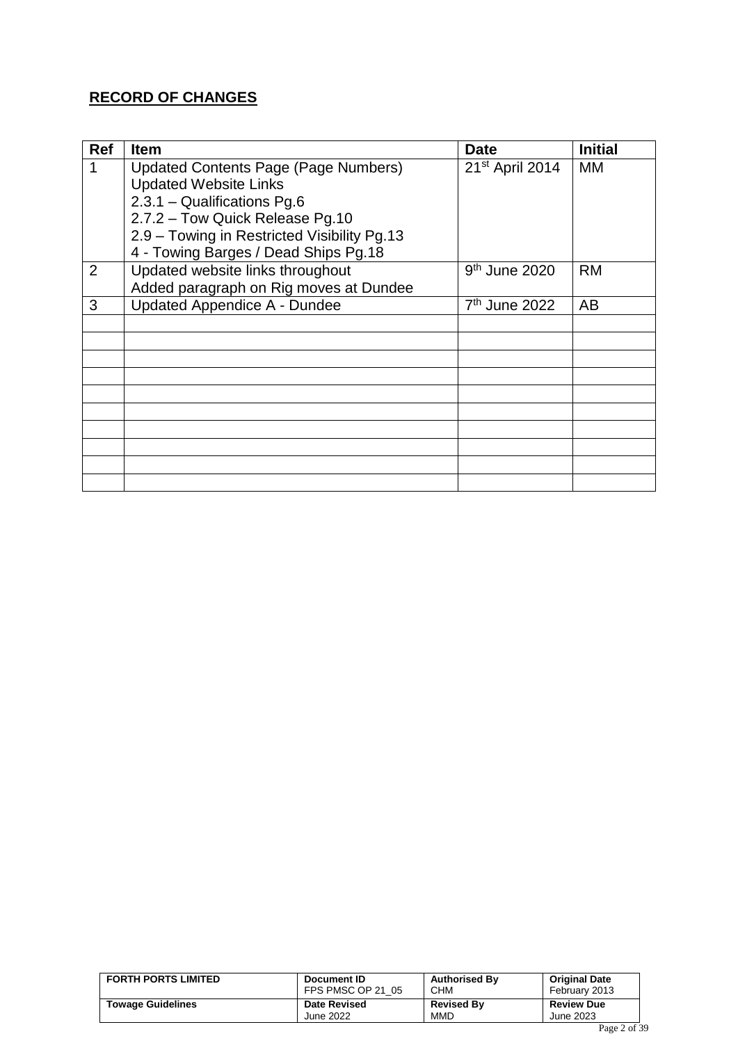**RECORD OF CHANGES**

| Ref | Item | Date | Initial |
|---|---|---|---|
| 1 | Updated Contents Page (Page Numbers)<br>Updated Website Links<br>2.3.1 – Qualifications Pg.6<br>2.7.2 – Tow Quick Release Pg.10<br>2.9 – Towing in Restricted Visibility Pg.13<br>4 - Towing Barges / Dead Ships Pg.18 | 21st April 2014 | MM |
| 2 | Updated website links throughout<br>Added paragraph on Rig moves at Dundee | 9th June 2020 | RM |
| 3 | Updated Appendice A - Dundee | 7th June 2022 | AB |
| | | | |
| | | | |
| | | | |
| | | | |
| | | | |
| | | | |
| | | | |
| | | | |
| | | | |
| | | | |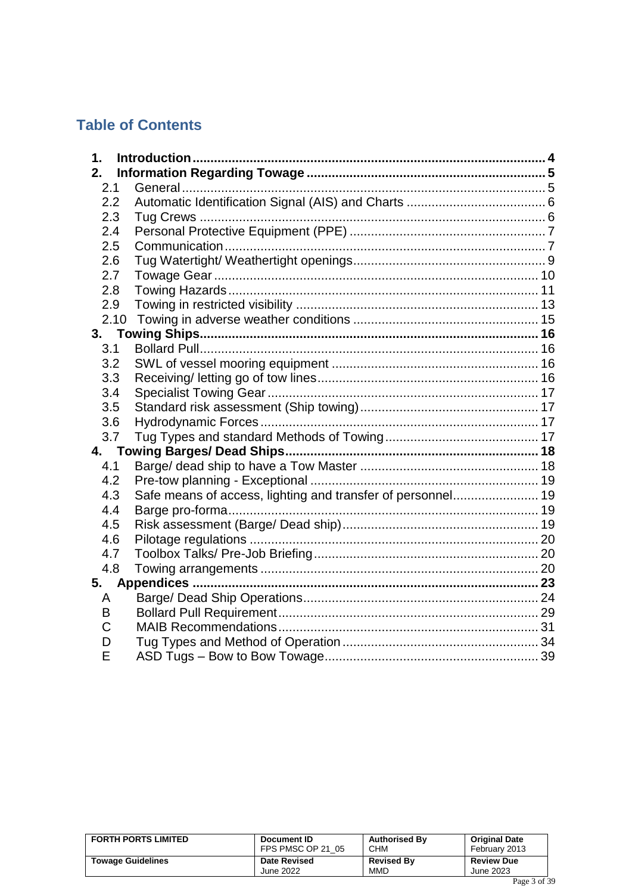## Table of Contents

| | | |
|---|---|---|
| **1.** | **Introduction** | **4** |
| **2.** | **Information Regarding Towage** | **5** |
| 2.1 | General | 5 |
| 2.2 | Automatic Identification Signal (AIS) and Charts | 6 |
| 2.3 | Tug Crews | 6 |
| 2.4 | Personal Protective Equipment (PPE) | 7 |
| 2.5 | Communication | 7 |
| 2.6 | Tug Watertight/ Weathertight openings | 9 |
| 2.7 | Towage Gear | 10 |
| 2.8 | Towing Hazards | 11 |
| 2.9 | Towing in restricted visibility | 13 |
| 2.10 | Towing in adverse weather conditions | 15 |
| **3.** | **Towing Ships** | **16** |
| 3.1 | Bollard Pull | 16 |
| 3.2 | SWL of vessel mooring equipment | 16 |
| 3.3 | Receiving/ letting go of tow lines | 16 |
| 3.4 | Specialist Towing Gear | 17 |
| 3.5 | Standard risk assessment (Ship towing) | 17 |
| 3.6 | Hydrodynamic Forces | 17 |
| 3.7 | Tug Types and standard Methods of Towing | 17 |
| **4.** | **Towing Barges/ Dead Ships** | **18** |
| 4.1 | Barge/ dead ship to have a Tow Master | 18 |
| 4.2 | Pre-tow planning - Exceptional | 19 |
| 4.3 | Safe means of access, lighting and transfer of personnel | 19 |
| 4.4 | Barge pro-forma | 19 |
| 4.5 | Risk assessment (Barge/ Dead ship) | 19 |
| 4.6 | Pilotage regulations | 20 |
| 4.7 | Toolbox Talks/ Pre-Job Briefing | 20 |
| 4.8 | Towing arrangements | 20 |
| **5.** | **Appendices** | **23** |
| A | Barge/ Dead Ship Operations | 24 |
| B | Bollard Pull Requirement | 29 |
| C | MAIB Recommendations | 31 |
| D | Tug Types and Method of Operation | 34 |
| E | ASD Tugs – Bow to Bow Towage | 39 |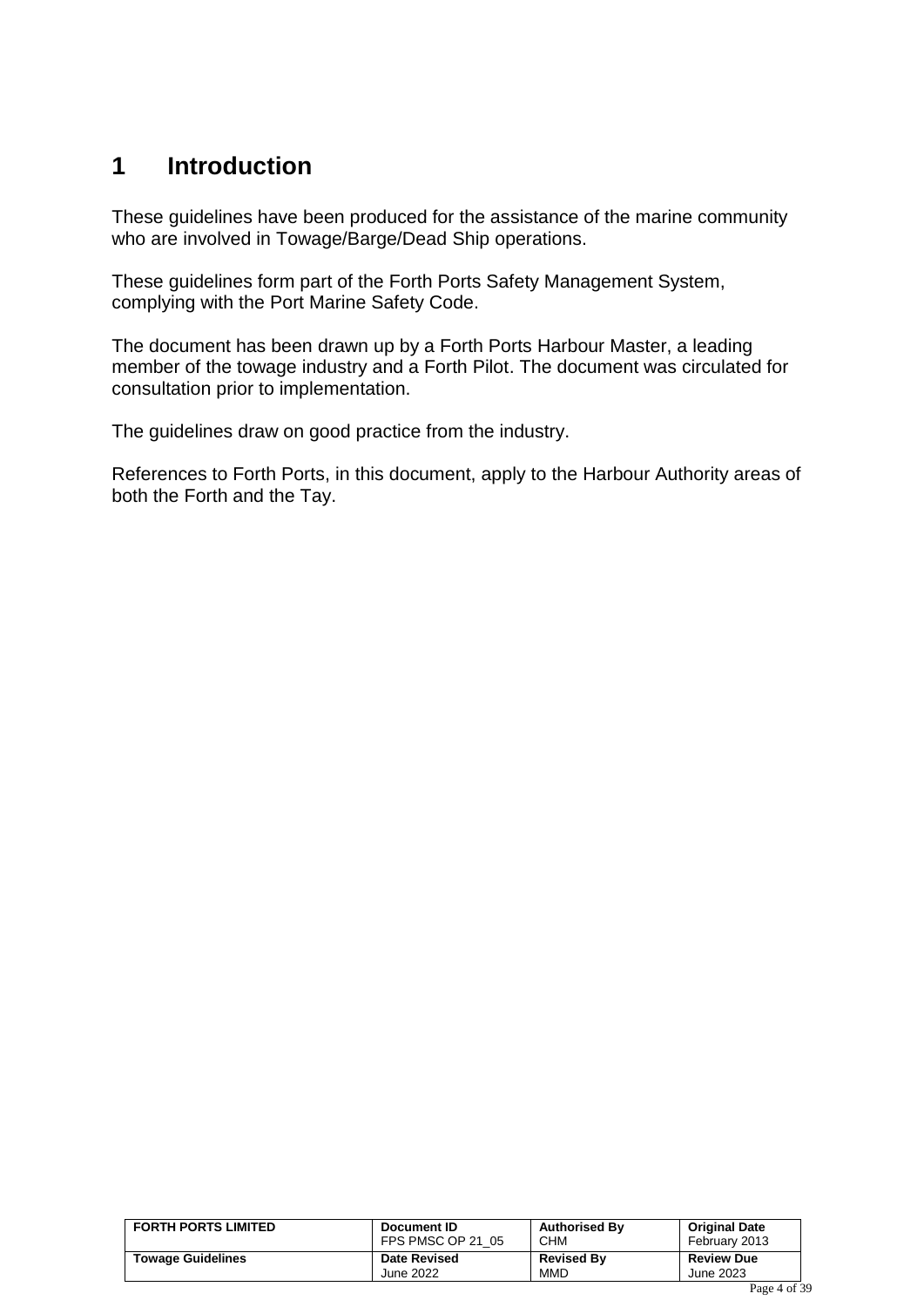# 1 Introduction

These guidelines have been produced for the assistance of the marine community who are involved in Towage/Barge/Dead Ship operations.

These guidelines form part of the Forth Ports Safety Management System, complying with the Port Marine Safety Code.

The document has been drawn up by a Forth Ports Harbour Master, a leading member of the towage industry and a Forth Pilot. The document was circulated for consultation prior to implementation.

The guidelines draw on good practice from the industry.

References to Forth Ports, in this document, apply to the Harbour Authority areas of both the Forth and the Tay.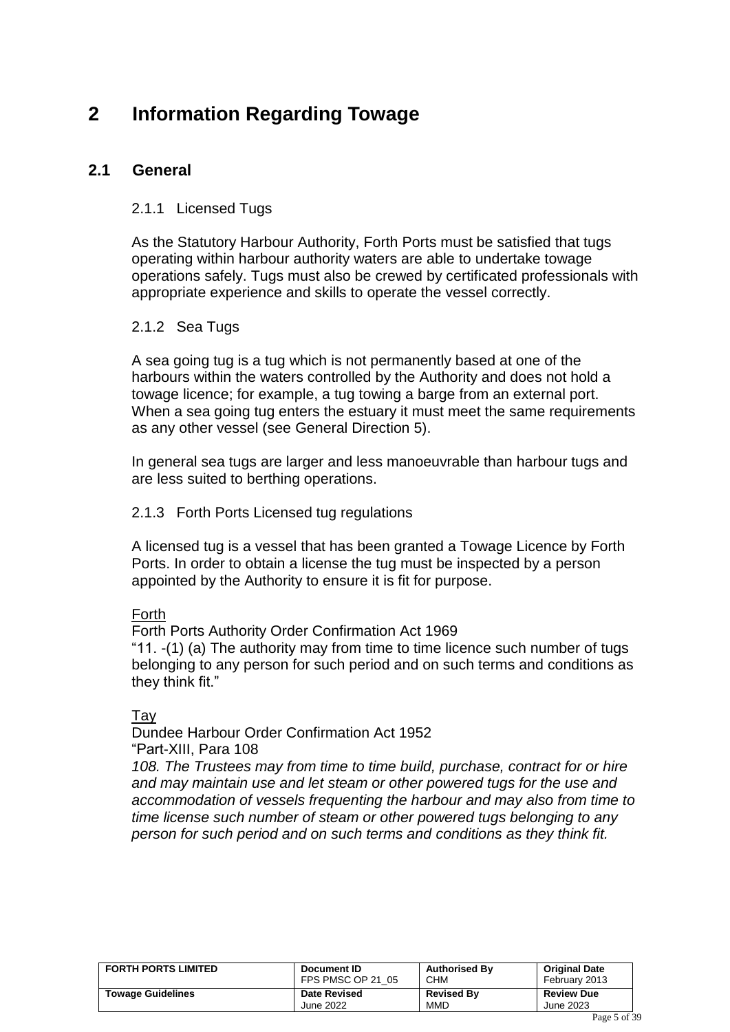# 2 Information Regarding Towage

## 2.1 General

### 2.1.1 Licensed Tugs

As the Statutory Harbour Authority, Forth Ports must be satisfied that tugs operating within harbour authority waters are able to undertake towage operations safely. Tugs must also be crewed by certificated professionals with appropriate experience and skills to operate the vessel correctly.

### 2.1.2 Sea Tugs

A sea going tug is a tug which is not permanently based at one of the harbours within the waters controlled by the Authority and does not hold a towage licence; for example, a tug towing a barge from an external port. When a sea going tug enters the estuary it must meet the same requirements as any other vessel (see General Direction 5).

In general sea tugs are larger and less manoeuvrable than harbour tugs and are less suited to berthing operations.

### 2.1.3 Forth Ports Licensed tug regulations

A licensed tug is a vessel that has been granted a Towage Licence by Forth Ports. In order to obtain a license the tug must be inspected by a person appointed by the Authority to ensure it is fit for purpose.

<u>Forth</u>
Forth Ports Authority Order Confirmation Act 1969
"11. -(1) (a) The authority may from time to time licence such number of tugs belonging to any person for such period and on such terms and conditions as they think fit."

<u>Tay</u>
Dundee Harbour Order Confirmation Act 1952
"Part-XIII, Para 108
*108. The Trustees may from time to time build, purchase, contract for or hire and may maintain use and let steam or other powered tugs for the use and accommodation of vessels frequenting the harbour and may also from time to time license such number of steam or other powered tugs belonging to any person for such period and on such terms and conditions as they think fit.*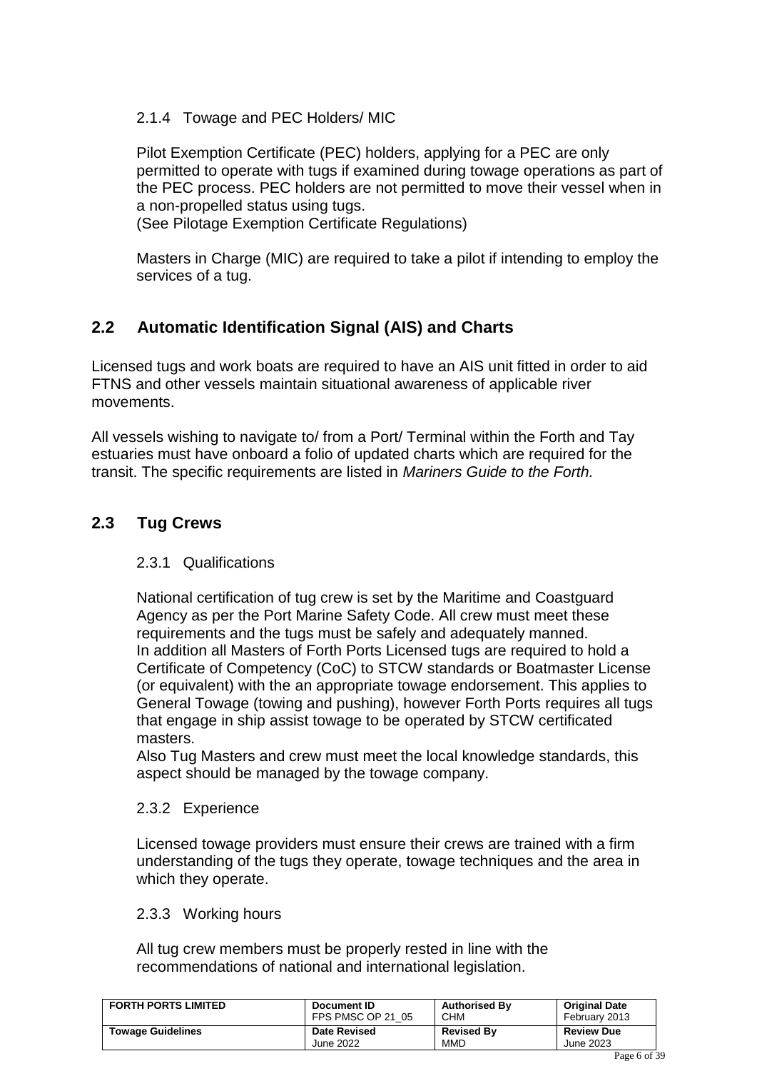#### 2.1.4 Towage and PEC Holders/ MIC

Pilot Exemption Certificate (PEC) holders, applying for a PEC are only permitted to operate with tugs if examined during towage operations as part of the PEC process. PEC holders are not permitted to move their vessel when in a non-propelled status using tugs.
(See Pilotage Exemption Certificate Regulations)

Masters in Charge (MIC) are required to take a pilot if intending to employ the services of a tug.

## 2.2 Automatic Identification Signal (AIS) and Charts

Licensed tugs and work boats are required to have an AIS unit fitted in order to aid FTNS and other vessels maintain situational awareness of applicable river movements.

All vessels wishing to navigate to/ from a Port/ Terminal within the Forth and Tay estuaries must have onboard a folio of updated charts which are required for the transit. The specific requirements are listed in *Mariners Guide to the Forth.*

## 2.3 Tug Crews

#### 2.3.1 Qualifications

National certification of tug crew is set by the Maritime and Coastguard Agency as per the Port Marine Safety Code. All crew must meet these requirements and the tugs must be safely and adequately manned.
In addition all Masters of Forth Ports Licensed tugs are required to hold a Certificate of Competency (CoC) to STCW standards or Boatmaster License (or equivalent) with the an appropriate towage endorsement. This applies to General Towage (towing and pushing), however Forth Ports requires all tugs that engage in ship assist towage to be operated by STCW certificated masters.
Also Tug Masters and crew must meet the local knowledge standards, this aspect should be managed by the towage company.

#### 2.3.2 Experience

Licensed towage providers must ensure their crews are trained with a firm understanding of the tugs they operate, towage techniques and the area in which they operate.

#### 2.3.3 Working hours

All tug crew members must be properly rested in line with the recommendations of national and international legislation.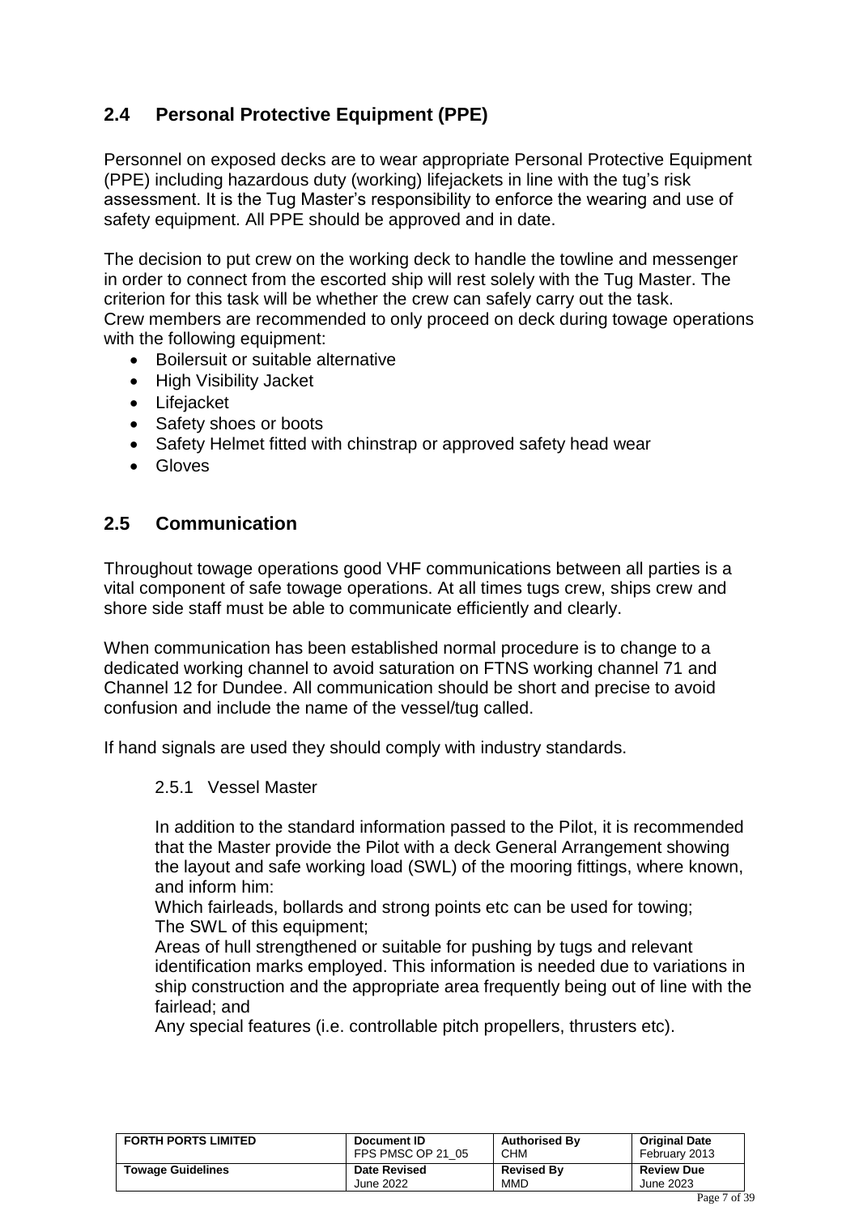## 2.4 Personal Protective Equipment (PPE)

Personnel on exposed decks are to wear appropriate Personal Protective Equipment (PPE) including hazardous duty (working) lifejackets in line with the tug's risk assessment. It is the Tug Master's responsibility to enforce the wearing and use of safety equipment. All PPE should be approved and in date.

The decision to put crew on the working deck to handle the towline and messenger in order to connect from the escorted ship will rest solely with the Tug Master. The criterion for this task will be whether the crew can safely carry out the task.
Crew members are recommended to only proceed on deck during towage operations with the following equipment:

- Boilersuit or suitable alternative
- High Visibility Jacket
- Lifejacket
- Safety shoes or boots
- Safety Helmet fitted with chinstrap or approved safety head wear
- Gloves

## 2.5 Communication

Throughout towage operations good VHF communications between all parties is a vital component of safe towage operations. At all times tugs crew, ships crew and shore side staff must be able to communicate efficiently and clearly.

When communication has been established normal procedure is to change to a dedicated working channel to avoid saturation on FTNS working channel 71 and Channel 12 for Dundee. All communication should be short and precise to avoid confusion and include the name of the vessel/tug called.

If hand signals are used they should comply with industry standards.

### 2.5.1 Vessel Master

In addition to the standard information passed to the Pilot, it is recommended that the Master provide the Pilot with a deck General Arrangement showing the layout and safe working load (SWL) of the mooring fittings, where known, and inform him:
Which fairleads, bollards and strong points etc can be used for towing;
The SWL of this equipment;
Areas of hull strengthened or suitable for pushing by tugs and relevant identification marks employed. This information is needed due to variations in ship construction and the appropriate area frequently being out of line with the fairlead; and
Any special features (i.e. controllable pitch propellers, thrusters etc).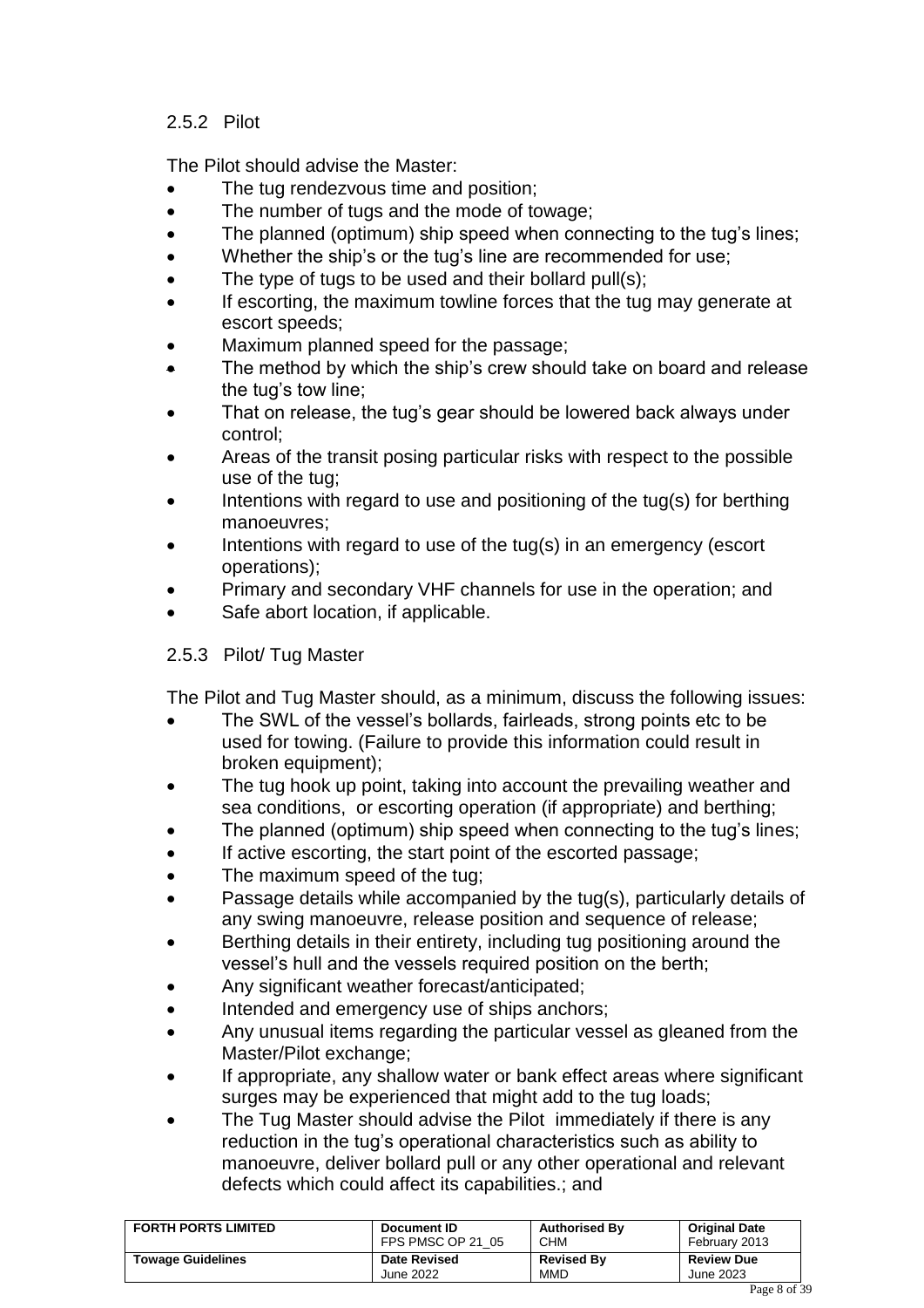### 2.5.2 Pilot

The Pilot should advise the Master:

- The tug rendezvous time and position;
- The number of tugs and the mode of towage;
- The planned (optimum) ship speed when connecting to the tug's lines;
- Whether the ship's or the tug's line are recommended for use;
- The type of tugs to be used and their bollard pull(s);
- If escorting, the maximum towline forces that the tug may generate at escort speeds;
- Maximum planned speed for the passage;
- The method by which the ship's crew should take on board and release the tug's tow line;
- That on release, the tug's gear should be lowered back always under control;
- Areas of the transit posing particular risks with respect to the possible use of the tug;
- Intentions with regard to use and positioning of the tug(s) for berthing manoeuvres;
- Intentions with regard to use of the tug(s) in an emergency (escort operations);
- Primary and secondary VHF channels for use in the operation; and
- Safe abort location, if applicable.

### 2.5.3 Pilot/ Tug Master

The Pilot and Tug Master should, as a minimum, discuss the following issues:

- The SWL of the vessel's bollards, fairleads, strong points etc to be used for towing. (Failure to provide this information could result in broken equipment);
- The tug hook up point, taking into account the prevailing weather and sea conditions, or escorting operation (if appropriate) and berthing;
- The planned (optimum) ship speed when connecting to the tug's lines;
- If active escorting, the start point of the escorted passage;
- The maximum speed of the tug;
- Passage details while accompanied by the tug(s), particularly details of any swing manoeuvre, release position and sequence of release;
- Berthing details in their entirety, including tug positioning around the vessel's hull and the vessels required position on the berth;
- Any significant weather forecast/anticipated;
- Intended and emergency use of ships anchors;
- Any unusual items regarding the particular vessel as gleaned from the Master/Pilot exchange;
- If appropriate, any shallow water or bank effect areas where significant surges may be experienced that might add to the tug loads;
- The Tug Master should advise the Pilot immediately if there is any reduction in the tug's operational characteristics such as ability to manoeuvre, deliver bollard pull or any other operational and relevant defects which could affect its capabilities.; and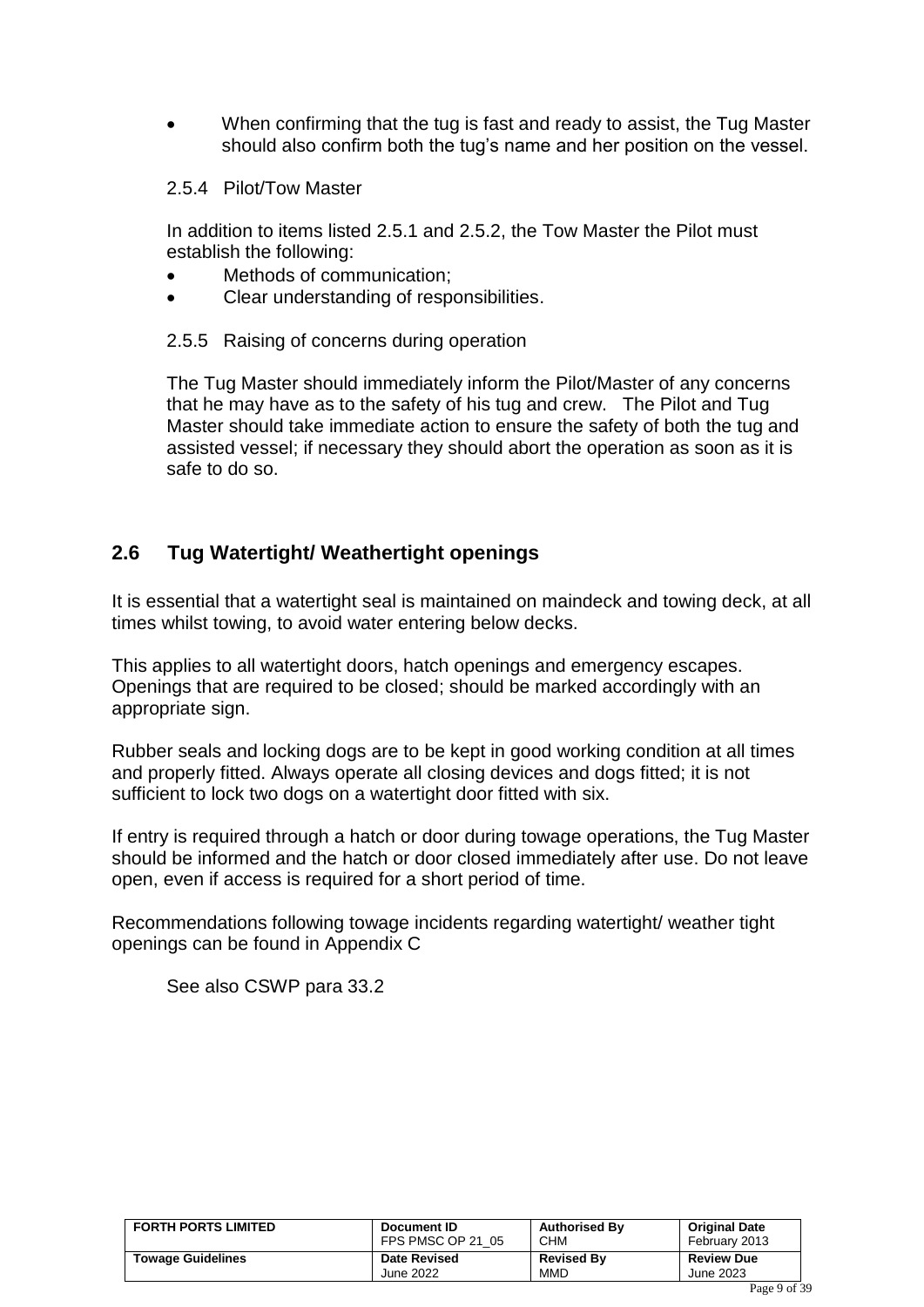- When confirming that the tug is fast and ready to assist, the Tug Master should also confirm both the tug's name and her position on the vessel.

### 2.5.4 Pilot/Tow Master

In addition to items listed 2.5.1 and 2.5.2, the Tow Master the Pilot must establish the following:

- Methods of communication;
- Clear understanding of responsibilities.

### 2.5.5 Raising of concerns during operation

The Tug Master should immediately inform the Pilot/Master of any concerns that he may have as to the safety of his tug and crew. The Pilot and Tug Master should take immediate action to ensure the safety of both the tug and assisted vessel; if necessary they should abort the operation as soon as it is safe to do so.

## 2.6 Tug Watertight/ Weathertight openings

It is essential that a watertight seal is maintained on maindeck and towing deck, at all times whilst towing, to avoid water entering below decks.

This applies to all watertight doors, hatch openings and emergency escapes. Openings that are required to be closed; should be marked accordingly with an appropriate sign.

Rubber seals and locking dogs are to be kept in good working condition at all times and properly fitted. Always operate all closing devices and dogs fitted; it is not sufficient to lock two dogs on a watertight door fitted with six.

If entry is required through a hatch or door during towage operations, the Tug Master should be informed and the hatch or door closed immediately after use. Do not leave open, even if access is required for a short period of time.

Recommendations following towage incidents regarding watertight/ weather tight openings can be found in Appendix C

See also CSWP para 33.2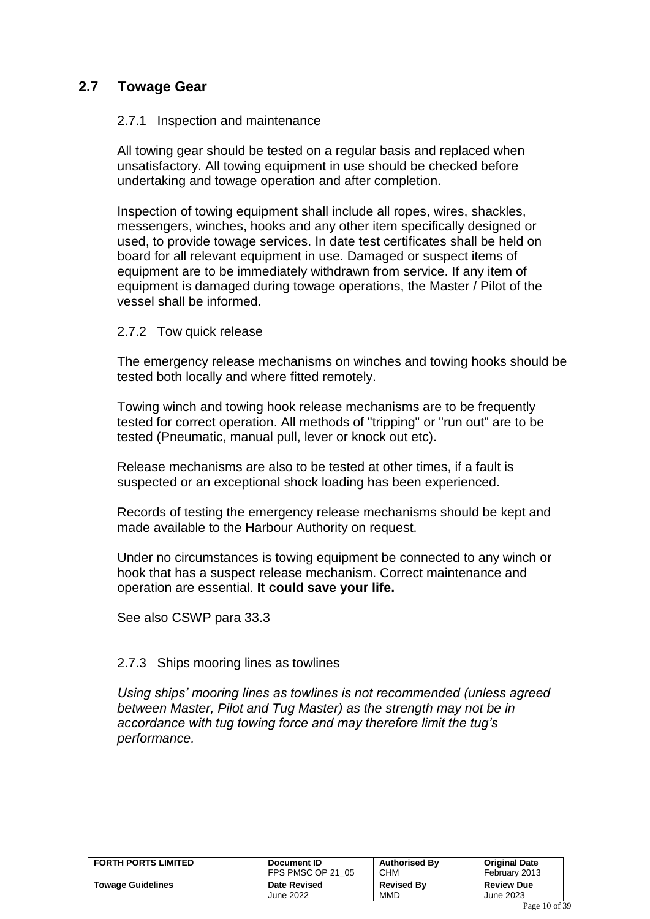## 2.7 Towage Gear

### 2.7.1 Inspection and maintenance

All towing gear should be tested on a regular basis and replaced when unsatisfactory. All towing equipment in use should be checked before undertaking and towage operation and after completion.

Inspection of towing equipment shall include all ropes, wires, shackles, messengers, winches, hooks and any other item specifically designed or used, to provide towage services. In date test certificates shall be held on board for all relevant equipment in use. Damaged or suspect items of equipment are to be immediately withdrawn from service. If any item of equipment is damaged during towage operations, the Master / Pilot of the vessel shall be informed.

### 2.7.2 Tow quick release

The emergency release mechanisms on winches and towing hooks should be tested both locally and where fitted remotely.

Towing winch and towing hook release mechanisms are to be frequently tested for correct operation. All methods of "tripping" or "run out" are to be tested (Pneumatic, manual pull, lever or knock out etc).

Release mechanisms are also to be tested at other times, if a fault is suspected or an exceptional shock loading has been experienced.

Records of testing the emergency release mechanisms should be kept and made available to the Harbour Authority on request.

Under no circumstances is towing equipment be connected to any winch or hook that has a suspect release mechanism. Correct maintenance and operation are essential. **It could save your life.**

See also CSWP para 33.3

### 2.7.3 Ships mooring lines as towlines

*Using ships' mooring lines as towlines is not recommended (unless agreed between Master, Pilot and Tug Master) as the strength may not be in accordance with tug towing force and may therefore limit the tug's performance.*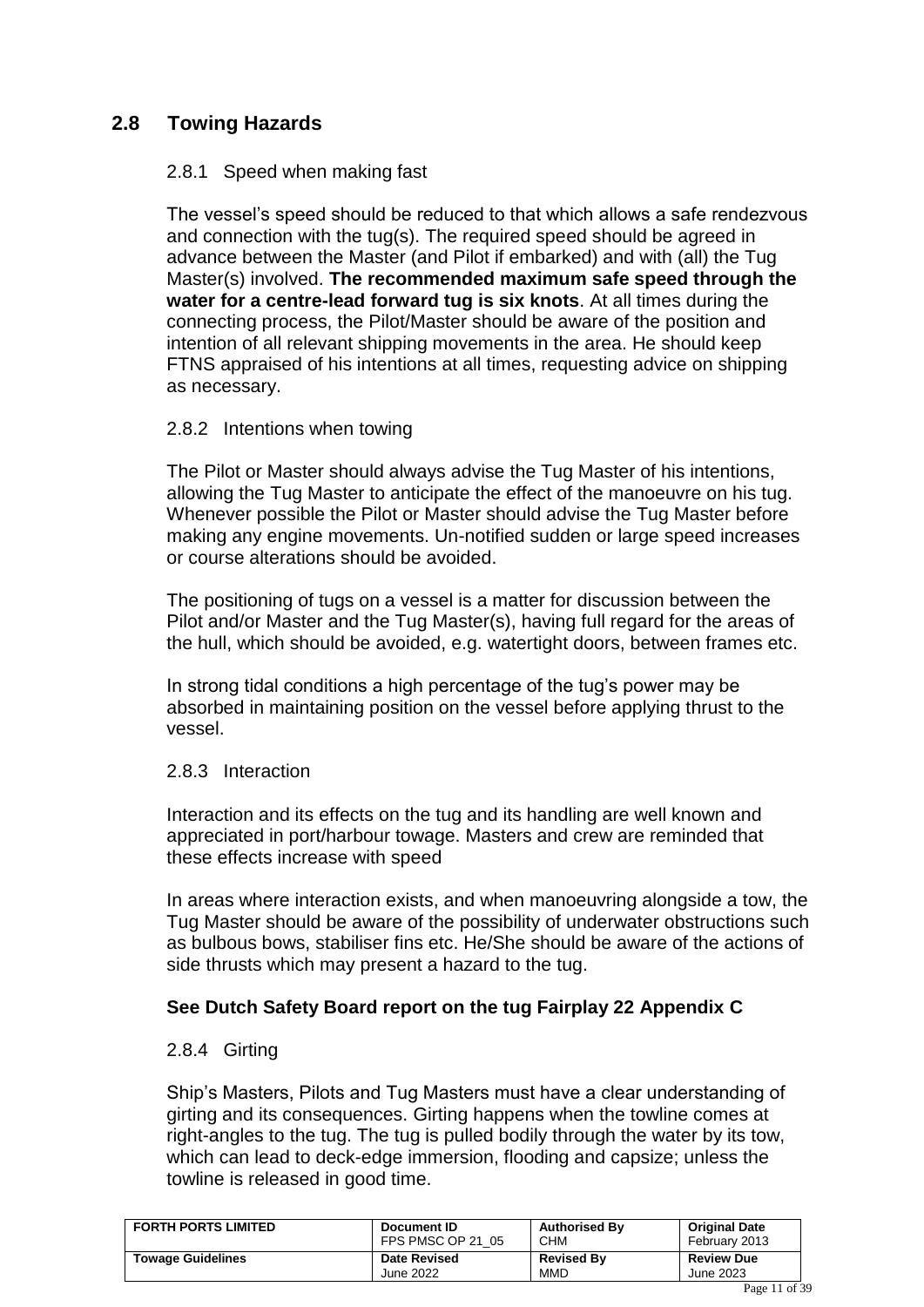## 2.8 Towing Hazards

### 2.8.1 Speed when making fast

The vessel's speed should be reduced to that which allows a safe rendezvous and connection with the tug(s). The required speed should be agreed in advance between the Master (and Pilot if embarked) and with (all) the Tug Master(s) involved. **The recommended maximum safe speed through the water for a centre-lead forward tug is six knots**. At all times during the connecting process, the Pilot/Master should be aware of the position and intention of all relevant shipping movements in the area. He should keep FTNS appraised of his intentions at all times, requesting advice on shipping as necessary.

### 2.8.2 Intentions when towing

The Pilot or Master should always advise the Tug Master of his intentions, allowing the Tug Master to anticipate the effect of the manoeuvre on his tug. Whenever possible the Pilot or Master should advise the Tug Master before making any engine movements. Un-notified sudden or large speed increases or course alterations should be avoided.

The positioning of tugs on a vessel is a matter for discussion between the Pilot and/or Master and the Tug Master(s), having full regard for the areas of the hull, which should be avoided, e.g. watertight doors, between frames etc.

In strong tidal conditions a high percentage of the tug's power may be absorbed in maintaining position on the vessel before applying thrust to the vessel.

### 2.8.3 Interaction

Interaction and its effects on the tug and its handling are well known and appreciated in port/harbour towage. Masters and crew are reminded that these effects increase with speed

In areas where interaction exists, and when manoeuvring alongside a tow, the Tug Master should be aware of the possibility of underwater obstructions such as bulbous bows, stabiliser fins etc. He/She should be aware of the actions of side thrusts which may present a hazard to the tug.

**See Dutch Safety Board report on the tug Fairplay 22 Appendix C**

### 2.8.4 Girting

Ship's Masters, Pilots and Tug Masters must have a clear understanding of girting and its consequences. Girting happens when the towline comes at right-angles to the tug. The tug is pulled bodily through the water by its tow, which can lead to deck-edge immersion, flooding and capsize; unless the towline is released in good time.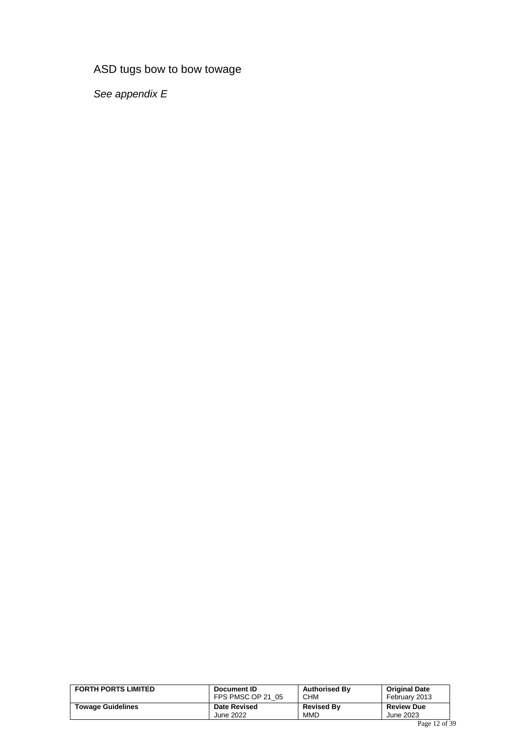## ASD tugs bow to bow towage

*See appendix E*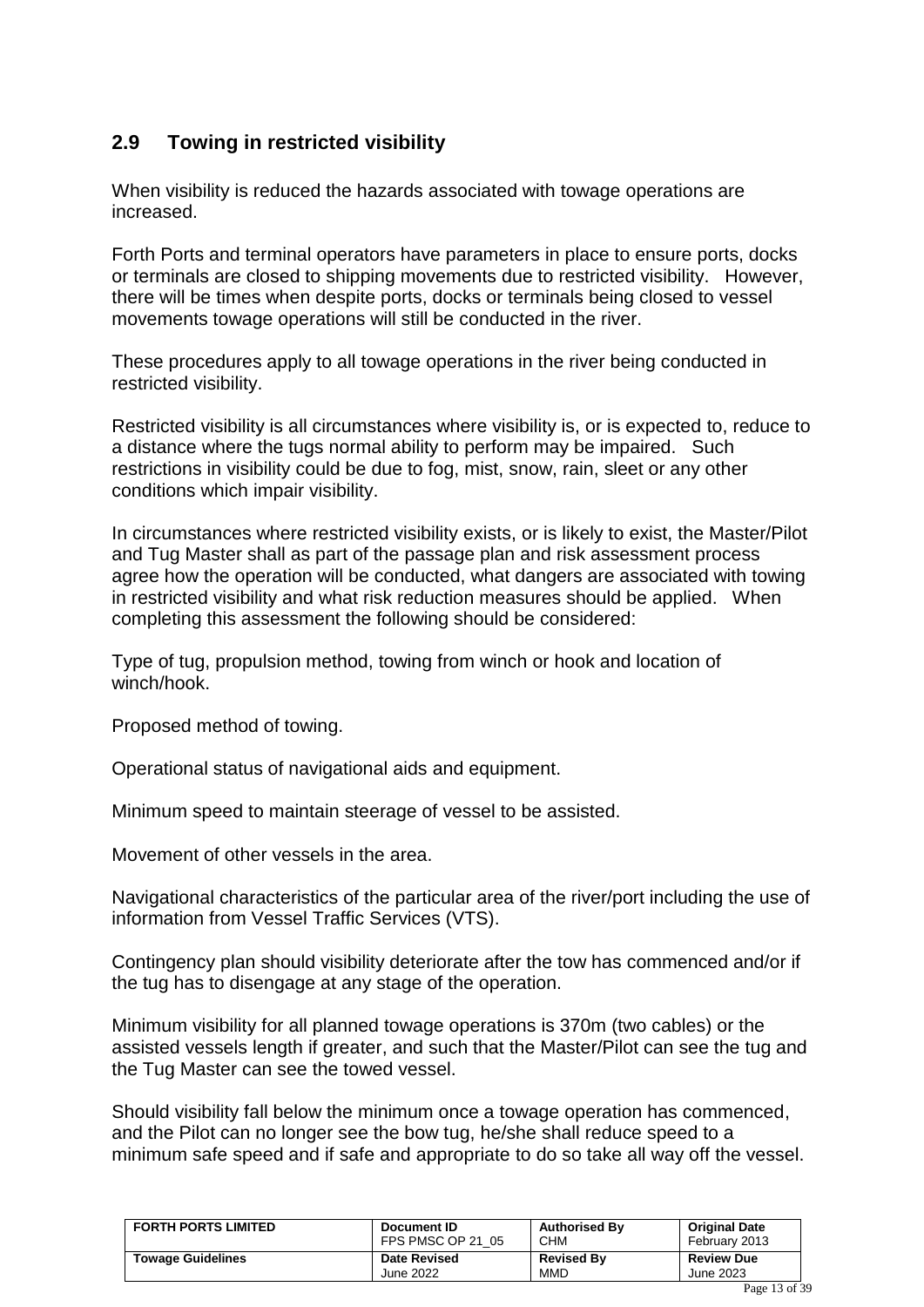## 2.9 Towing in restricted visibility

When visibility is reduced the hazards associated with towage operations are increased.

Forth Ports and terminal operators have parameters in place to ensure ports, docks or terminals are closed to shipping movements due to restricted visibility. However, there will be times when despite ports, docks or terminals being closed to vessel movements towage operations will still be conducted in the river.

These procedures apply to all towage operations in the river being conducted in restricted visibility.

Restricted visibility is all circumstances where visibility is, or is expected to, reduce to a distance where the tugs normal ability to perform may be impaired. Such restrictions in visibility could be due to fog, mist, snow, rain, sleet or any other conditions which impair visibility.

In circumstances where restricted visibility exists, or is likely to exist, the Master/Pilot and Tug Master shall as part of the passage plan and risk assessment process agree how the operation will be conducted, what dangers are associated with towing in restricted visibility and what risk reduction measures should be applied. When completing this assessment the following should be considered:

Type of tug, propulsion method, towing from winch or hook and location of winch/hook.

Proposed method of towing.

Operational status of navigational aids and equipment.

Minimum speed to maintain steerage of vessel to be assisted.

Movement of other vessels in the area.

Navigational characteristics of the particular area of the river/port including the use of information from Vessel Traffic Services (VTS).

Contingency plan should visibility deteriorate after the tow has commenced and/or if the tug has to disengage at any stage of the operation.

Minimum visibility for all planned towage operations is 370m (two cables) or the assisted vessels length if greater, and such that the Master/Pilot can see the tug and the Tug Master can see the towed vessel.

Should visibility fall below the minimum once a towage operation has commenced, and the Pilot can no longer see the bow tug, he/she shall reduce speed to a minimum safe speed and if safe and appropriate to do so take all way off the vessel.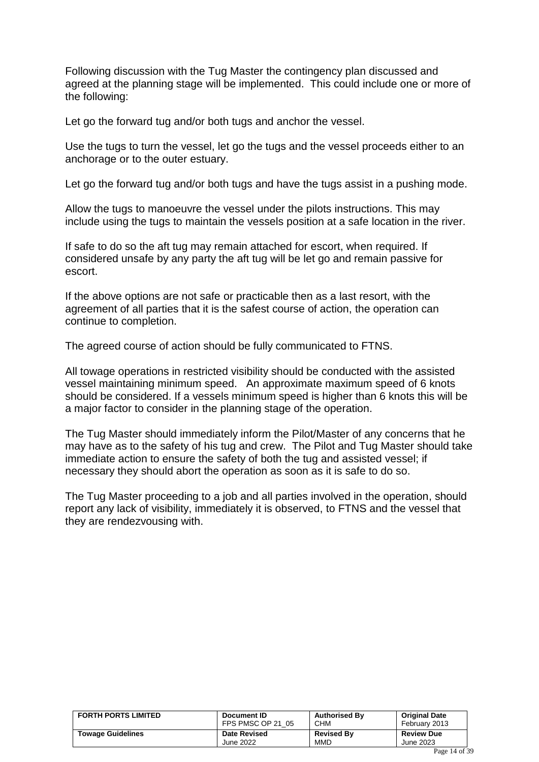Following discussion with the Tug Master the contingency plan discussed and agreed at the planning stage will be implemented. This could include one or more of the following:

Let go the forward tug and/or both tugs and anchor the vessel.

Use the tugs to turn the vessel, let go the tugs and the vessel proceeds either to an anchorage or to the outer estuary.

Let go the forward tug and/or both tugs and have the tugs assist in a pushing mode.

Allow the tugs to manoeuvre the vessel under the pilots instructions. This may include using the tugs to maintain the vessels position at a safe location in the river.

If safe to do so the aft tug may remain attached for escort, when required. If considered unsafe by any party the aft tug will be let go and remain passive for escort.

If the above options are not safe or practicable then as a last resort, with the agreement of all parties that it is the safest course of action, the operation can continue to completion.

The agreed course of action should be fully communicated to FTNS.

All towage operations in restricted visibility should be conducted with the assisted vessel maintaining minimum speed. An approximate maximum speed of 6 knots should be considered. If a vessels minimum speed is higher than 6 knots this will be a major factor to consider in the planning stage of the operation.

The Tug Master should immediately inform the Pilot/Master of any concerns that he may have as to the safety of his tug and crew. The Pilot and Tug Master should take immediate action to ensure the safety of both the tug and assisted vessel; if necessary they should abort the operation as soon as it is safe to do so.

The Tug Master proceeding to a job and all parties involved in the operation, should report any lack of visibility, immediately it is observed, to FTNS and the vessel that they are rendezvousing with.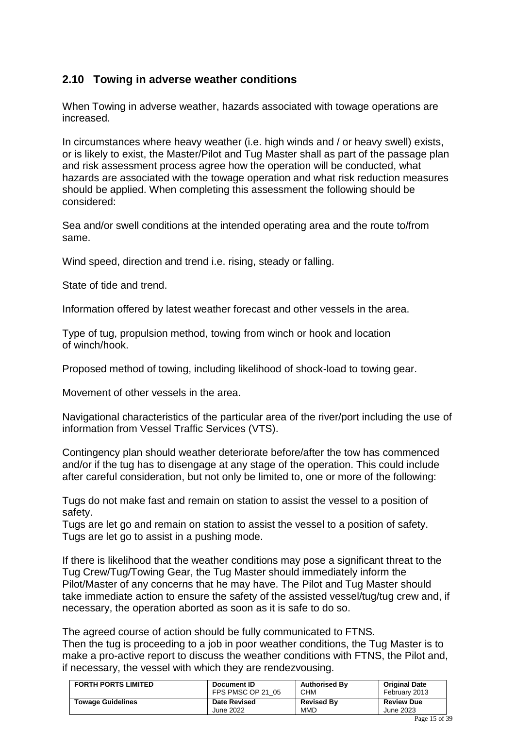## 2.10 Towing in adverse weather conditions

When Towing in adverse weather, hazards associated with towage operations are increased.

In circumstances where heavy weather (i.e. high winds and / or heavy swell) exists, or is likely to exist, the Master/Pilot and Tug Master shall as part of the passage plan and risk assessment process agree how the operation will be conducted, what hazards are associated with the towage operation and what risk reduction measures should be applied. When completing this assessment the following should be considered:

Sea and/or swell conditions at the intended operating area and the route to/from same.

Wind speed, direction and trend i.e. rising, steady or falling.

State of tide and trend.

Information offered by latest weather forecast and other vessels in the area.

Type of tug, propulsion method, towing from winch or hook and location of winch/hook.

Proposed method of towing, including likelihood of shock-load to towing gear.

Movement of other vessels in the area.

Navigational characteristics of the particular area of the river/port including the use of information from Vessel Traffic Services (VTS).

Contingency plan should weather deteriorate before/after the tow has commenced and/or if the tug has to disengage at any stage of the operation. This could include after careful consideration, but not only be limited to, one or more of the following:

Tugs do not make fast and remain on station to assist the vessel to a position of safety.
Tugs are let go and remain on station to assist the vessel to a position of safety.
Tugs are let go to assist in a pushing mode.

If there is likelihood that the weather conditions may pose a significant threat to the Tug Crew/Tug/Towing Gear, the Tug Master should immediately inform the Pilot/Master of any concerns that he may have. The Pilot and Tug Master should take immediate action to ensure the safety of the assisted vessel/tug/tug crew and, if necessary, the operation aborted as soon as it is safe to do so.

The agreed course of action should be fully communicated to FTNS.
Then the tug is proceeding to a job in poor weather conditions, the Tug Master is to make a pro-active report to discuss the weather conditions with FTNS, the Pilot and, if necessary, the vessel with which they are rendezvousing.

| FORTH PORTS LIMITED | Document ID<br>FPS PMSC OP 21_05 | Authorised By<br>CHM | Original Date<br>February 2013 |
|---|---|---|---|
| Towage Guidelines | Date Revised<br>June 2022 | Revised By<br>MMD | Review Due<br>June 2023 |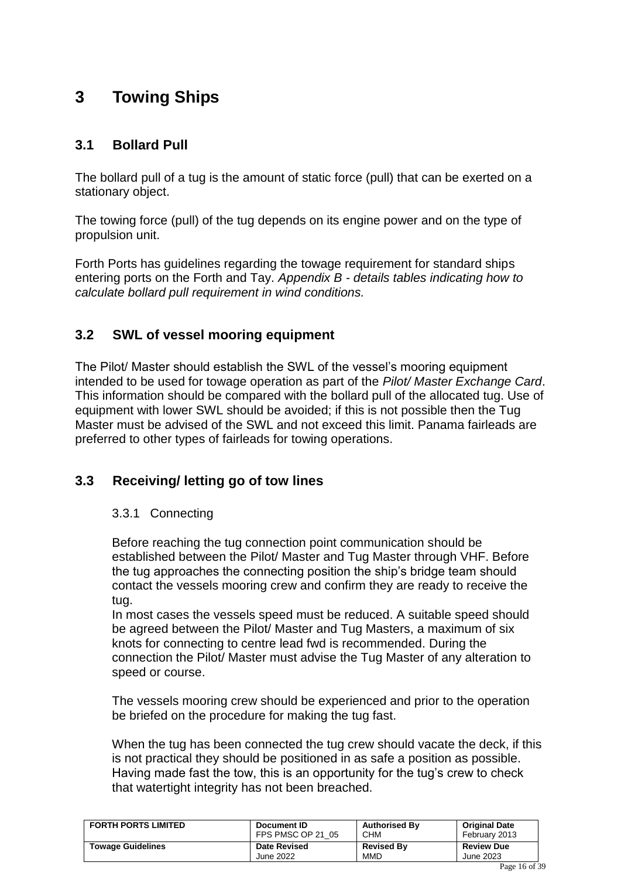# 3 Towing Ships

## 3.1 Bollard Pull

The bollard pull of a tug is the amount of static force (pull) that can be exerted on a stationary object.

The towing force (pull) of the tug depends on its engine power and on the type of propulsion unit.

Forth Ports has guidelines regarding the towage requirement for standard ships entering ports on the Forth and Tay. *Appendix B - details tables indicating how to calculate bollard pull requirement in wind conditions.*

## 3.2 SWL of vessel mooring equipment

The Pilot/ Master should establish the SWL of the vessel's mooring equipment intended to be used for towage operation as part of the *Pilot/ Master Exchange Card*. This information should be compared with the bollard pull of the allocated tug. Use of equipment with lower SWL should be avoided; if this is not possible then the Tug Master must be advised of the SWL and not exceed this limit. Panama fairleads are preferred to other types of fairleads for towing operations.

## 3.3 Receiving/ letting go of tow lines

### 3.3.1 Connecting

Before reaching the tug connection point communication should be established between the Pilot/ Master and Tug Master through VHF. Before the tug approaches the connecting position the ship's bridge team should contact the vessels mooring crew and confirm they are ready to receive the tug.
In most cases the vessels speed must be reduced. A suitable speed should be agreed between the Pilot/ Master and Tug Masters, a maximum of six knots for connecting to centre lead fwd is recommended. During the connection the Pilot/ Master must advise the Tug Master of any alteration to speed or course.

The vessels mooring crew should be experienced and prior to the operation be briefed on the procedure for making the tug fast.

When the tug has been connected the tug crew should vacate the deck, if this is not practical they should be positioned in as safe a position as possible. Having made fast the tow, this is an opportunity for the tug's crew to check that watertight integrity has not been breached.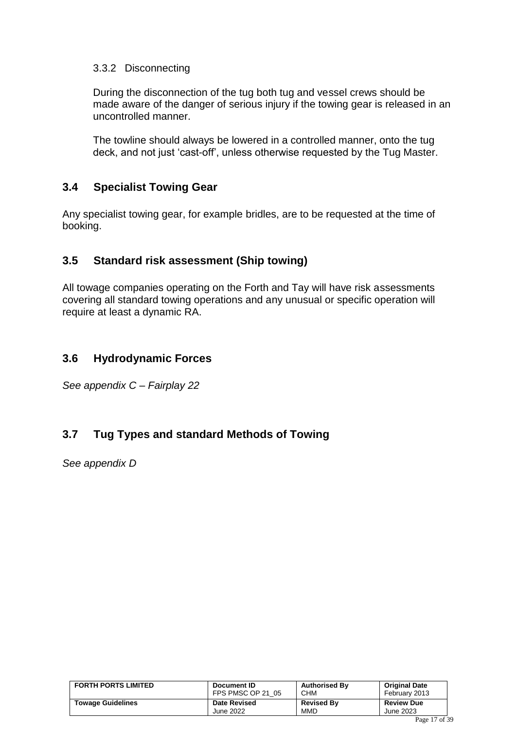#### 3.3.2 Disconnecting

During the disconnection of the tug both tug and vessel crews should be made aware of the danger of serious injury if the towing gear is released in an uncontrolled manner.

The towline should always be lowered in a controlled manner, onto the tug deck, and not just ‘cast-off’, unless otherwise requested by the Tug Master.

### 3.4 Specialist Towing Gear

Any specialist towing gear, for example bridles, are to be requested at the time of booking.

### 3.5 Standard risk assessment (Ship towing)

All towage companies operating on the Forth and Tay will have risk assessments covering all standard towing operations and any unusual or specific operation will require at least a dynamic RA.

### 3.6 Hydrodynamic Forces

*See appendix C – Fairplay 22*

### 3.7 Tug Types and standard Methods of Towing

*See appendix D*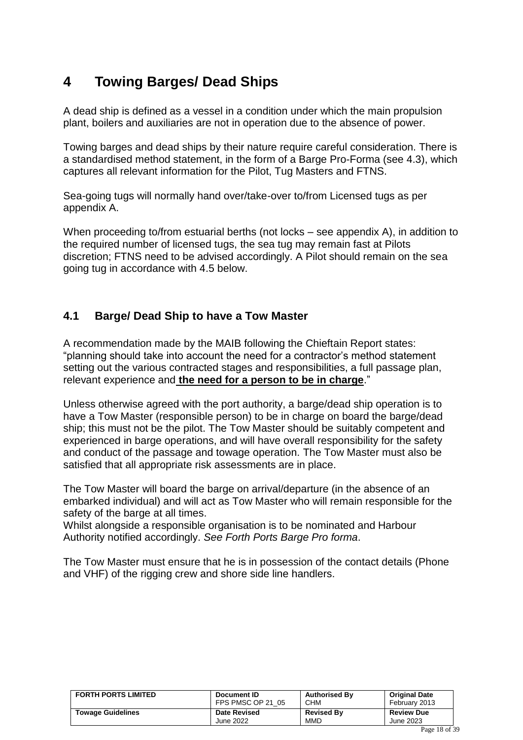# 4 Towing Barges/ Dead Ships

A dead ship is defined as a vessel in a condition under which the main propulsion plant, boilers and auxiliaries are not in operation due to the absence of power.

Towing barges and dead ships by their nature require careful consideration. There is a standardised method statement, in the form of a Barge Pro-Forma (see 4.3), which captures all relevant information for the Pilot, Tug Masters and FTNS.

Sea-going tugs will normally hand over/take-over to/from Licensed tugs as per appendix A.

When proceeding to/from estuarial berths (not locks – see appendix A), in addition to the required number of licensed tugs, the sea tug may remain fast at Pilots discretion; FTNS need to be advised accordingly. A Pilot should remain on the sea going tug in accordance with 4.5 below.

## 4.1 Barge/ Dead Ship to have a Tow Master

A recommendation made by the MAIB following the Chieftain Report states: "planning should take into account the need for a contractor's method statement setting out the various contracted stages and responsibilities, a full passage plan, relevant experience and **the need for a person to be in charge**."

Unless otherwise agreed with the port authority, a barge/dead ship operation is to have a Tow Master (responsible person) to be in charge on board the barge/dead ship; this must not be the pilot. The Tow Master should be suitably competent and experienced in barge operations, and will have overall responsibility for the safety and conduct of the passage and towage operation. The Tow Master must also be satisfied that all appropriate risk assessments are in place.

The Tow Master will board the barge on arrival/departure (in the absence of an embarked individual) and will act as Tow Master who will remain responsible for the safety of the barge at all times.
Whilst alongside a responsible organisation is to be nominated and Harbour Authority notified accordingly. *See Forth Ports Barge Pro forma*.

The Tow Master must ensure that he is in possession of the contact details (Phone and VHF) of the rigging crew and shore side line handlers.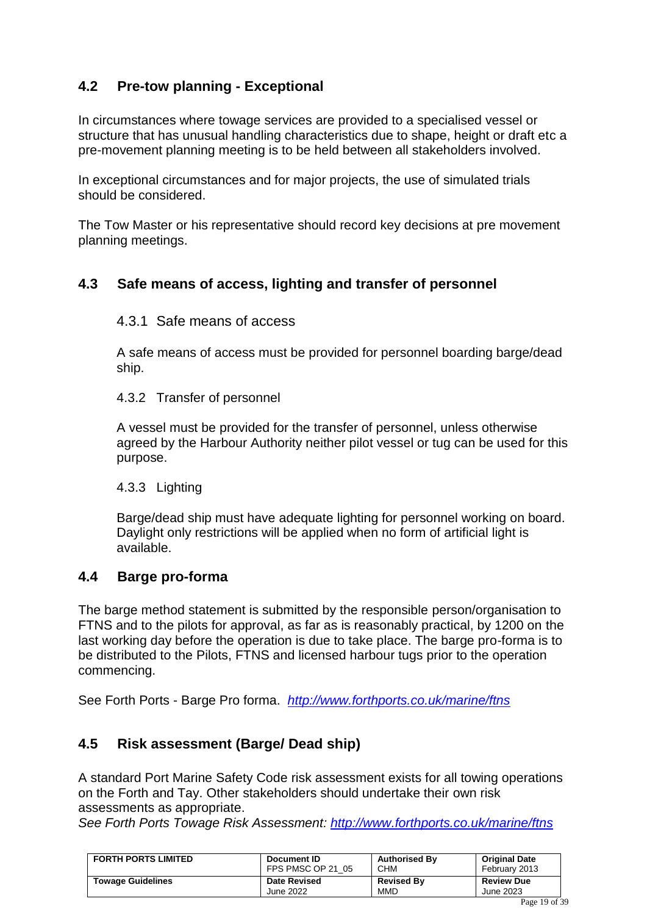## 4.2 Pre-tow planning - Exceptional

In circumstances where towage services are provided to a specialised vessel or structure that has unusual handling characteristics due to shape, height or draft etc a pre-movement planning meeting is to be held between all stakeholders involved.

In exceptional circumstances and for major projects, the use of simulated trials should be considered.

The Tow Master or his representative should record key decisions at pre movement planning meetings.

## 4.3 Safe means of access, lighting and transfer of personnel

### 4.3.1 Safe means of access

A safe means of access must be provided for personnel boarding barge/dead ship.

### 4.3.2 Transfer of personnel

A vessel must be provided for the transfer of personnel, unless otherwise agreed by the Harbour Authority neither pilot vessel or tug can be used for this purpose.

### 4.3.3 Lighting

Barge/dead ship must have adequate lighting for personnel working on board. Daylight only restrictions will be applied when no form of artificial light is available.

## 4.4 Barge pro-forma

The barge method statement is submitted by the responsible person/organisation to FTNS and to the pilots for approval, as far as is reasonably practical, by 1200 on the last working day before the operation is due to take place. The barge pro-forma is to be distributed to the Pilots, FTNS and licensed harbour tugs prior to the operation commencing.

See Forth Ports - Barge Pro forma. *http://www.forthports.co.uk/marine/ftns*

## 4.5 Risk assessment (Barge/ Dead ship)

A standard Port Marine Safety Code risk assessment exists for all towing operations on the Forth and Tay. Other stakeholders should undertake their own risk assessments as appropriate.
*See Forth Ports Towage Risk Assessment: http://www.forthports.co.uk/marine/ftns*

| FORTH PORTS LIMITED | Document ID FPS PMSC OP 21_05 | Authorised By CHM | Original Date February 2013 |
|---|---|---|---|
| Towage Guidelines | Date Revised June 2022 | Revised By MMD | Review Due June 2023 |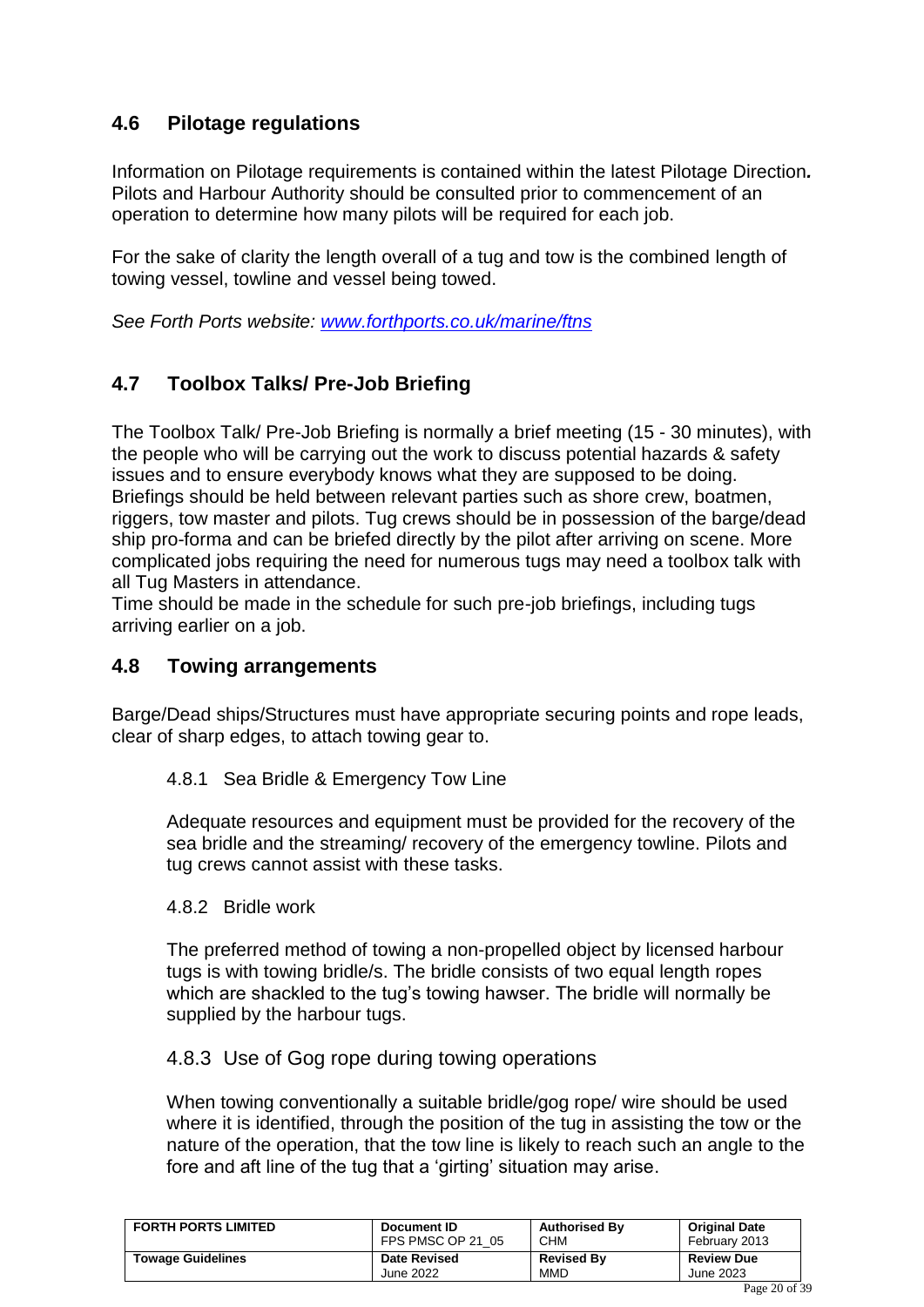## 4.6 Pilotage regulations

Information on Pilotage requirements is contained within the latest Pilotage Direction***.*** Pilots and Harbour Authority should be consulted prior to commencement of an operation to determine how many pilots will be required for each job.

For the sake of clarity the length overall of a tug and tow is the combined length of towing vessel, towline and vessel being towed.

*See Forth Ports website: [www.forthports.co.uk/marine/ftns](www.forthports.co.uk/marine/ftns)*

## 4.7 Toolbox Talks/ Pre-Job Briefing

The Toolbox Talk/ Pre-Job Briefing is normally a brief meeting (15 - 30 minutes), with the people who will be carrying out the work to discuss potential hazards & safety issues and to ensure everybody knows what they are supposed to be doing. Briefings should be held between relevant parties such as shore crew, boatmen, riggers, tow master and pilots. Tug crews should be in possession of the barge/dead ship pro-forma and can be briefed directly by the pilot after arriving on scene. More complicated jobs requiring the need for numerous tugs may need a toolbox talk with all Tug Masters in attendance.
Time should be made in the schedule for such pre-job briefings, including tugs arriving earlier on a job.

## 4.8 Towing arrangements

Barge/Dead ships/Structures must have appropriate securing points and rope leads, clear of sharp edges, to attach towing gear to.

### 4.8.1 Sea Bridle & Emergency Tow Line

Adequate resources and equipment must be provided for the recovery of the sea bridle and the streaming/ recovery of the emergency towline. Pilots and tug crews cannot assist with these tasks.

### 4.8.2 Bridle work

The preferred method of towing a non-propelled object by licensed harbour tugs is with towing bridle/s. The bridle consists of two equal length ropes which are shackled to the tug's towing hawser. The bridle will normally be supplied by the harbour tugs.

### 4.8.3 Use of Gog rope during towing operations

When towing conventionally a suitable bridle/gog rope/ wire should be used where it is identified, through the position of the tug in assisting the tow or the nature of the operation, that the tow line is likely to reach such an angle to the fore and aft line of the tug that a 'girting' situation may arise.

| FORTH PORTS LIMITED | Document ID FPS PMSC OP 21_05 | Authorised By CHM | Original Date February 2013 |
|---|---|---|---|
| Towage Guidelines | Date Revised June 2022 | Revised By MMD | Review Due June 2023 |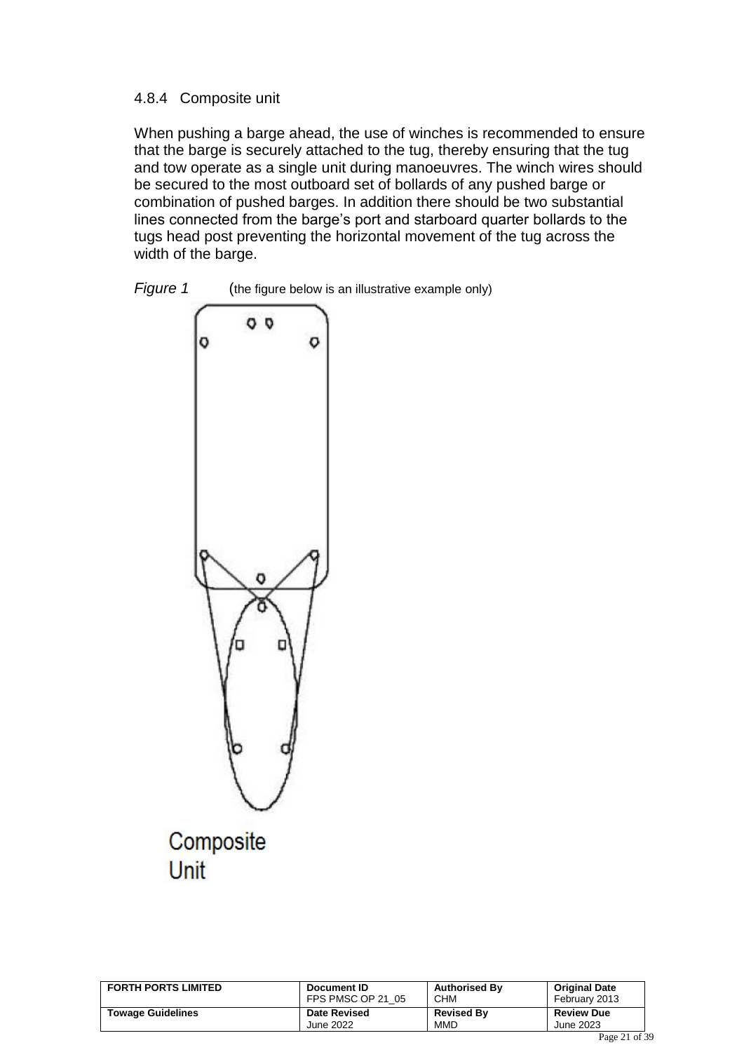### 4.8.4 Composite unit

When pushing a barge ahead, the use of winches is recommended to ensure that the barge is securely attached to the tug, thereby ensuring that the tug and tow operate as a single unit during manoeuvres. The winch wires should be secured to the most outboard set of bollards of any pushed barge or combination of pushed barges. In addition there should be two substantial lines connected from the barge's port and starboard quarter bollards to the tugs head post preventing the horizontal movement of the tug across the width of the barge.

*Figure 1* (the figure below is an illustrative example only)

Composite Unit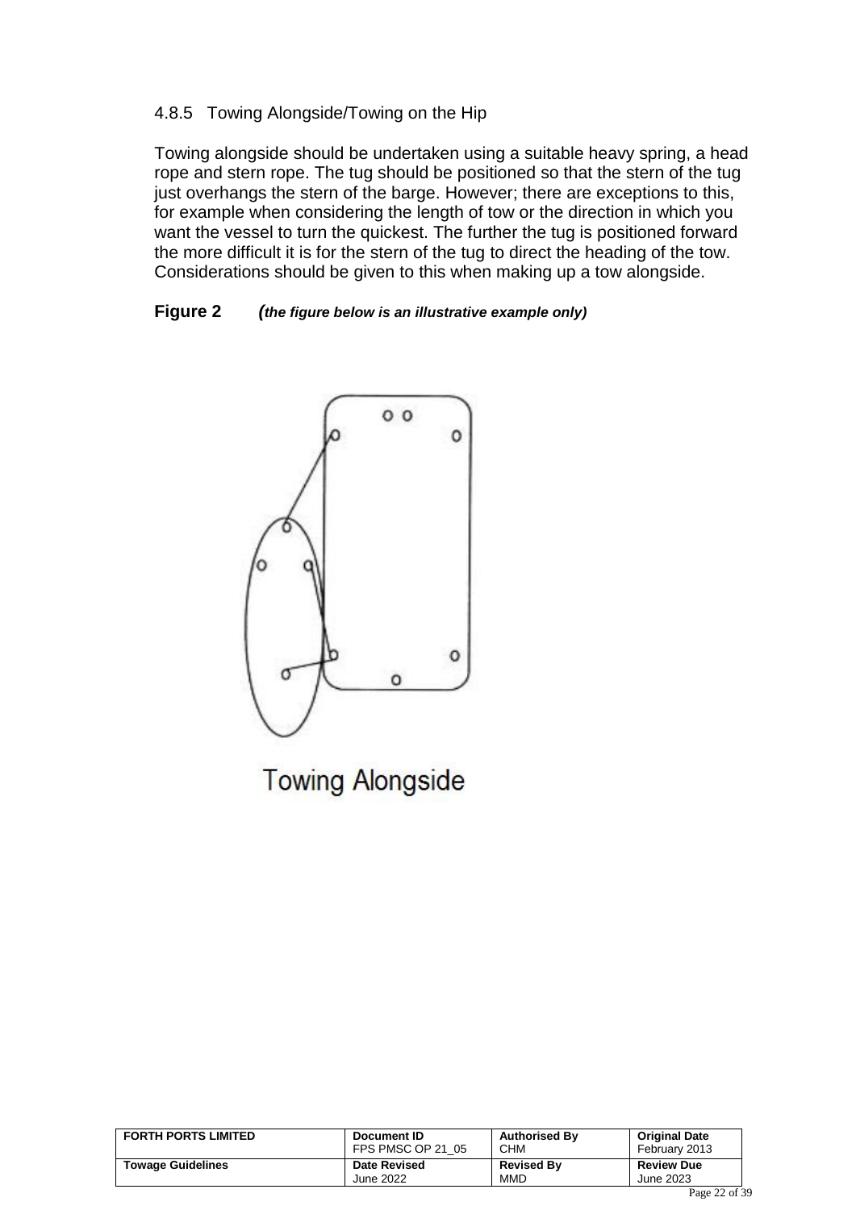### 4.8.5 Towing Alongside/Towing on the Hip

Towing alongside should be undertaken using a suitable heavy spring, a head rope and stern rope. The tug should be positioned so that the stern of the tug just overhangs the stern of the barge. However; there are exceptions to this, for example when considering the length of tow or the direction in which you want the vessel to turn the quickest. The further the tug is positioned forward the more difficult it is for the stern of the tug to direct the heading of the tow. Considerations should be given to this when making up a tow alongside.

**Figure 2** ***(the figure below is an illustrative example only)***

Towing Alongside

| FORTH PORTS LIMITED | Document ID<br>FPS PMSC OP 21_05 | Authorised By<br>CHM | Original Date<br>February 2013 |
|---|---|---|---|
| Towage Guidelines | Date Revised<br>June 2022 | Revised By<br>MMD | Review Due<br>June 2023 |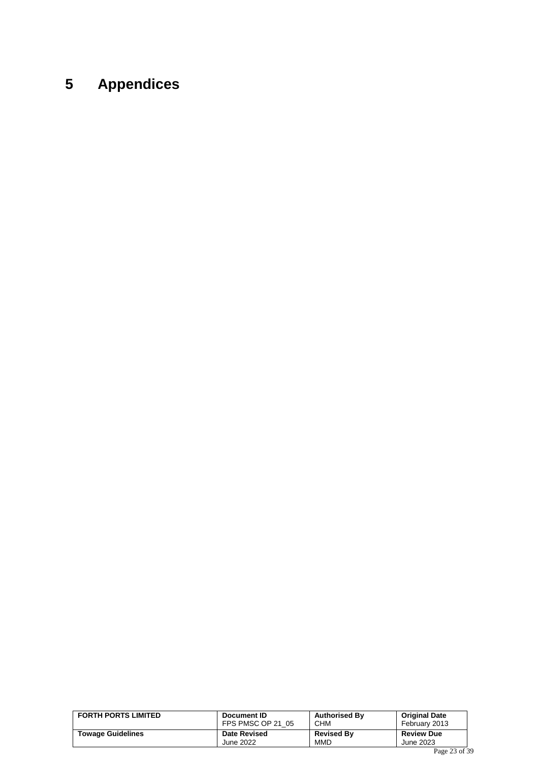# 5 Appendices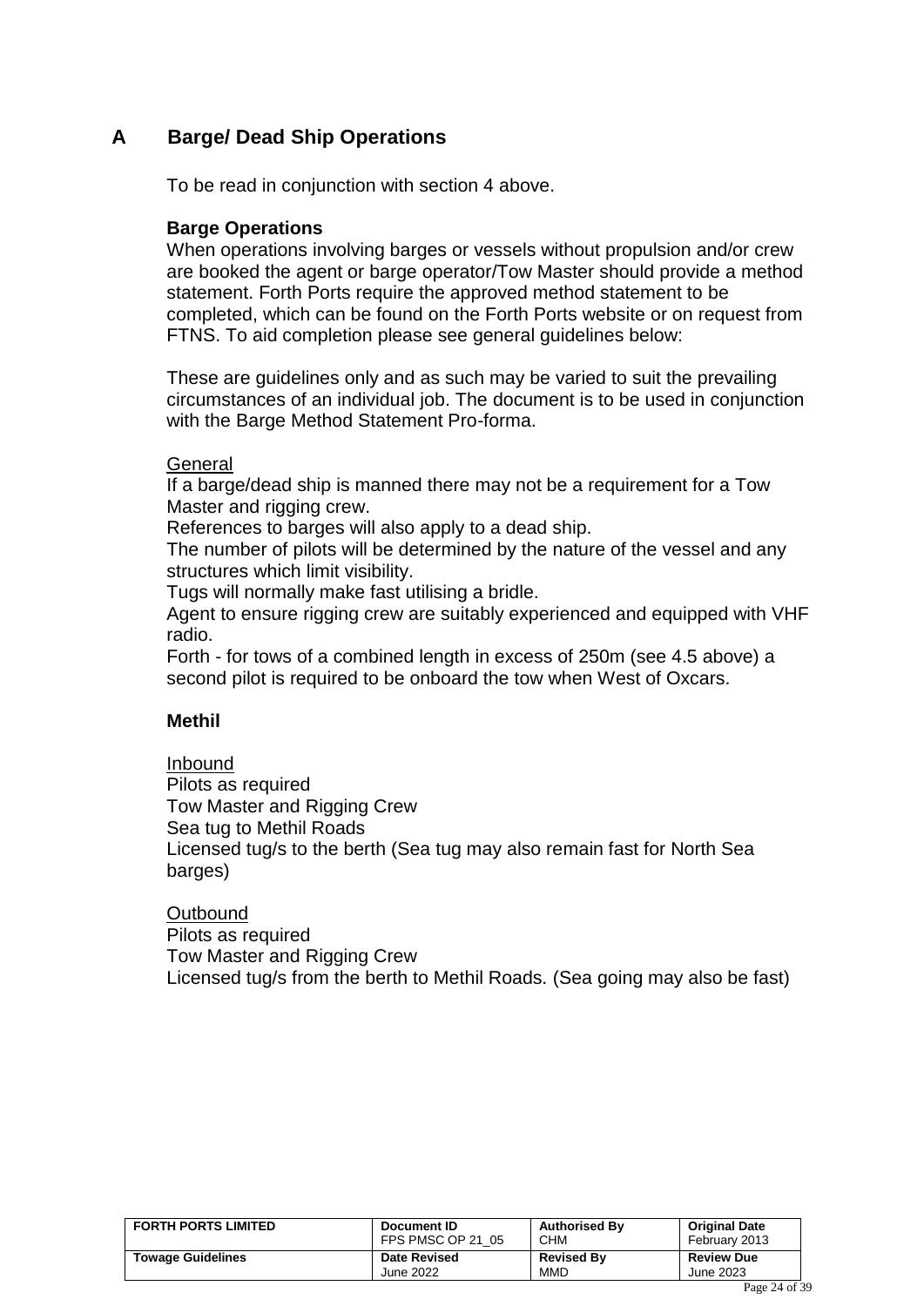## A Barge/ Dead Ship Operations

To be read in conjunction with section 4 above.

### Barge Operations

When operations involving barges or vessels without propulsion and/or crew are booked the agent or barge operator/Tow Master should provide a method statement. Forth Ports require the approved method statement to be completed, which can be found on the Forth Ports website or on request from FTNS. To aid completion please see general guidelines below:

These are guidelines only and as such may be varied to suit the prevailing circumstances of an individual job. The document is to be used in conjunction with the Barge Method Statement Pro-forma.

<u>General</u>

If a barge/dead ship is manned there may not be a requirement for a Tow Master and rigging crew.
References to barges will also apply to a dead ship.
The number of pilots will be determined by the nature of the vessel and any structures which limit visibility.
Tugs will normally make fast utilising a bridle.
Agent to ensure rigging crew are suitably experienced and equipped with VHF radio.
Forth - for tows of a combined length in excess of 250m (see 4.5 above) a second pilot is required to be onboard the tow when West of Oxcars.

### Methil

<u>Inbound</u>

Pilots as required
Tow Master and Rigging Crew
Sea tug to Methil Roads
Licensed tug/s to the berth (Sea tug may also remain fast for North Sea barges)

<u>Outbound</u>

Pilots as required
Tow Master and Rigging Crew
Licensed tug/s from the berth to Methil Roads. (Sea going may also be fast)

| FORTH PORTS LIMITED | Document ID FPS PMSC OP 21_05 | Authorised By CHM | Original Date February 2013 |
|---|---|---|---|
| Towage Guidelines | Date Revised June 2022 | Revised By MMD | Review Due June 2023 |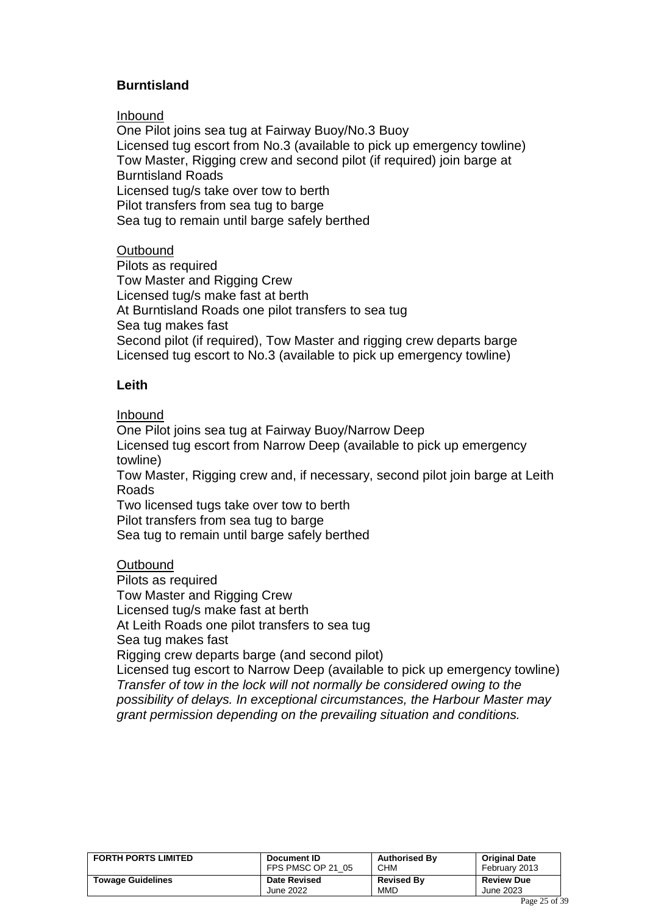### Burntisland

Inbound

One Pilot joins sea tug at Fairway Buoy/No.3 Buoy
Licensed tug escort from No.3 (available to pick up emergency towline)
Tow Master, Rigging crew and second pilot (if required) join barge at Burntisland Roads
Licensed tug/s take over tow to berth
Pilot transfers from sea tug to barge
Sea tug to remain until barge safely berthed

Outbound

Pilots as required
Tow Master and Rigging Crew
Licensed tug/s make fast at berth
At Burntisland Roads one pilot transfers to sea tug
Sea tug makes fast
Second pilot (if required), Tow Master and rigging crew departs barge
Licensed tug escort to No.3 (available to pick up emergency towline)

### Leith

Inbound

One Pilot joins sea tug at Fairway Buoy/Narrow Deep
Licensed tug escort from Narrow Deep (available to pick up emergency towline)
Tow Master, Rigging crew and, if necessary, second pilot join barge at Leith Roads
Two licensed tugs take over tow to berth
Pilot transfers from sea tug to barge
Sea tug to remain until barge safely berthed

Outbound

Pilots as required
Tow Master and Rigging Crew
Licensed tug/s make fast at berth
At Leith Roads one pilot transfers to sea tug
Sea tug makes fast
Rigging crew departs barge (and second pilot)
Licensed tug escort to Narrow Deep (available to pick up emergency towline)
*Transfer of tow in the lock will not normally be considered owing to the possibility of delays. In exceptional circumstances, the Harbour Master may grant permission depending on the prevailing situation and conditions.*

| FORTH PORTS LIMITED | Document ID FPS PMSC OP 21_05 | Authorised By CHM | Original Date February 2013 |
|---|---|---|---|
| Towage Guidelines | Date Revised June 2022 | Revised By MMD | Review Due June 2023 |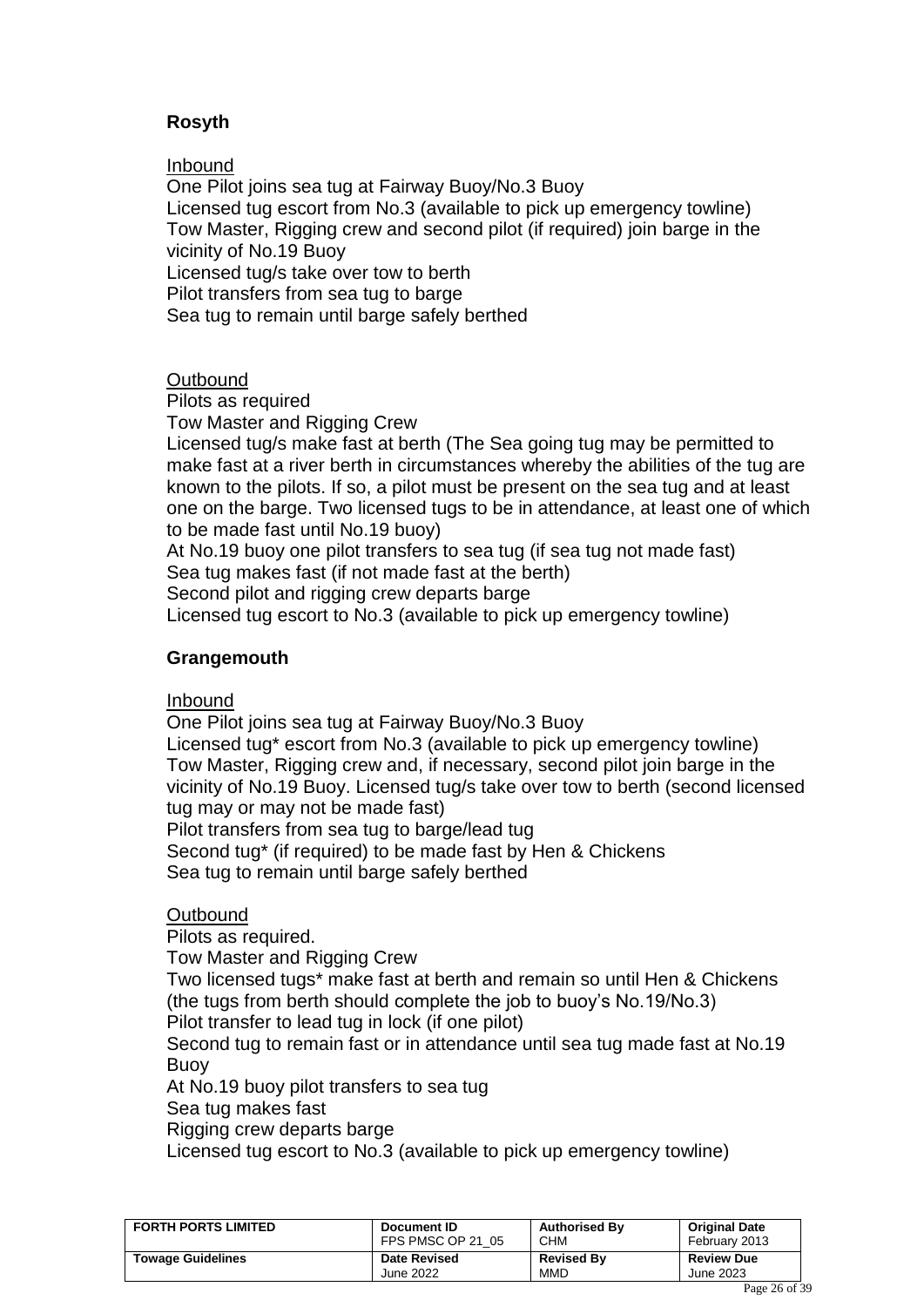## Rosyth

Inbound

One Pilot joins sea tug at Fairway Buoy/No.3 Buoy
Licensed tug escort from No.3 (available to pick up emergency towline)
Tow Master, Rigging crew and second pilot (if required) join barge in the vicinity of No.19 Buoy
Licensed tug/s take over tow to berth
Pilot transfers from sea tug to barge
Sea tug to remain until barge safely berthed

Outbound

Pilots as required
Tow Master and Rigging Crew
Licensed tug/s make fast at berth (The Sea going tug may be permitted to make fast at a river berth in circumstances whereby the abilities of the tug are known to the pilots. If so, a pilot must be present on the sea tug and at least one on the barge. Two licensed tugs to be in attendance, at least one of which to be made fast until No.19 buoy)
At No.19 buoy one pilot transfers to sea tug (if sea tug not made fast)
Sea tug makes fast (if not made fast at the berth)
Second pilot and rigging crew departs barge
Licensed tug escort to No.3 (available to pick up emergency towline)

## Grangemouth

Inbound

One Pilot joins sea tug at Fairway Buoy/No.3 Buoy
Licensed tug* escort from No.3 (available to pick up emergency towline)
Tow Master, Rigging crew and, if necessary, second pilot join barge in the vicinity of No.19 Buoy. Licensed tug/s take over tow to berth (second licensed tug may or may not be made fast)
Pilot transfers from sea tug to barge/lead tug
Second tug* (if required) to be made fast by Hen & Chickens
Sea tug to remain until barge safely berthed

Outbound

Pilots as required.
Tow Master and Rigging Crew
Two licensed tugs* make fast at berth and remain so until Hen & Chickens (the tugs from berth should complete the job to buoy's No.19/No.3)
Pilot transfer to lead tug in lock (if one pilot)
Second tug to remain fast or in attendance until sea tug made fast at No.19 Buoy
At No.19 buoy pilot transfers to sea tug
Sea tug makes fast
Rigging crew departs barge
Licensed tug escort to No.3 (available to pick up emergency towline)

| FORTH PORTS LIMITED | Document ID<br>FPS PMSC OP 21_05 | Authorised By<br>CHM | Original Date<br>February 2013 |
|---|---|---|---|
| Towage Guidelines | Date Revised<br>June 2022 | Revised By<br>MMD | Review Due<br>June 2023 |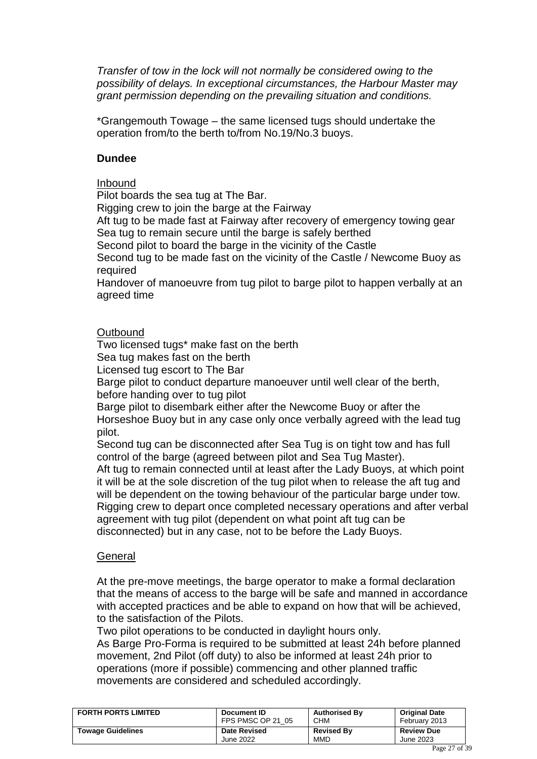*Transfer of tow in the lock will not normally be considered owing to the possibility of delays. In exceptional circumstances, the Harbour Master may grant permission depending on the prevailing situation and conditions.*

*Grangemouth Towage – the same licensed tugs should undertake the operation from/to the berth to/from No.19/No.3 buoys.

**Dundee**

Inbound

Pilot boards the sea tug at The Bar.
Rigging crew to join the barge at the Fairway
Aft tug to be made fast at Fairway after recovery of emergency towing gear
Sea tug to remain secure until the barge is safely berthed
Second pilot to board the barge in the vicinity of the Castle
Second tug to be made fast on the vicinity of the Castle / Newcome Buoy as required
Handover of manoeuvre from tug pilot to barge pilot to happen verbally at an agreed time

Outbound

Two licensed tugs* make fast on the berth
Sea tug makes fast on the berth
Licensed tug escort to The Bar
Barge pilot to conduct departure manoeuver until well clear of the berth, before handing over to tug pilot
Barge pilot to disembark either after the Newcome Buoy or after the Horseshoe Buoy but in any case only once verbally agreed with the lead tug pilot.
Second tug can be disconnected after Sea Tug is on tight tow and has full control of the barge (agreed between pilot and Sea Tug Master).
Aft tug to remain connected until at least after the Lady Buoys, at which point it will be at the sole discretion of the tug pilot when to release the aft tug and will be dependent on the towing behaviour of the particular barge under tow.
Rigging crew to depart once completed necessary operations and after verbal agreement with tug pilot (dependent on what point aft tug can be disconnected) but in any case, not to be before the Lady Buoys.

General

At the pre-move meetings, the barge operator to make a formal declaration that the means of access to the barge will be safe and manned in accordance with accepted practices and be able to expand on how that will be achieved, to the satisfaction of the Pilots.
Two pilot operations to be conducted in daylight hours only.
As Barge Pro-Forma is required to be submitted at least 24h before planned movement, 2nd Pilot (off duty) to also be informed at least 24h prior to operations (more if possible) commencing and other planned traffic movements are considered and scheduled accordingly.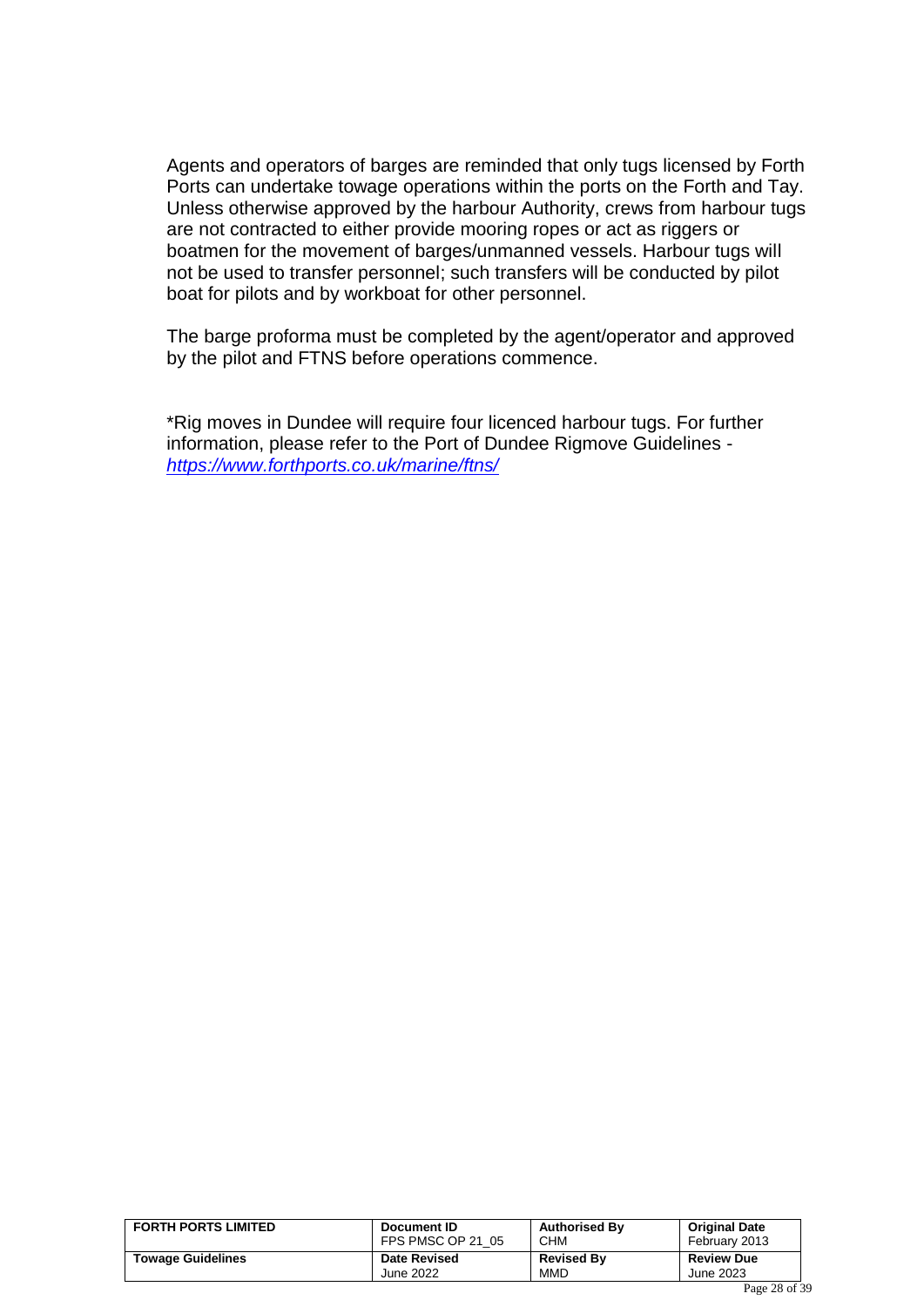Agents and operators of barges are reminded that only tugs licensed by Forth Ports can undertake towage operations within the ports on the Forth and Tay. Unless otherwise approved by the harbour Authority, crews from harbour tugs are not contracted to either provide mooring ropes or act as riggers or boatmen for the movement of barges/unmanned vessels. Harbour tugs will not be used to transfer personnel; such transfers will be conducted by pilot boat for pilots and by workboat for other personnel.

The barge proforma must be completed by the agent/operator and approved by the pilot and FTNS before operations commence.

*Rig moves in Dundee will require four licenced harbour tugs. For further information, please refer to the Port of Dundee Rigmove Guidelines - *https://www.forthports.co.uk/marine/ftns/*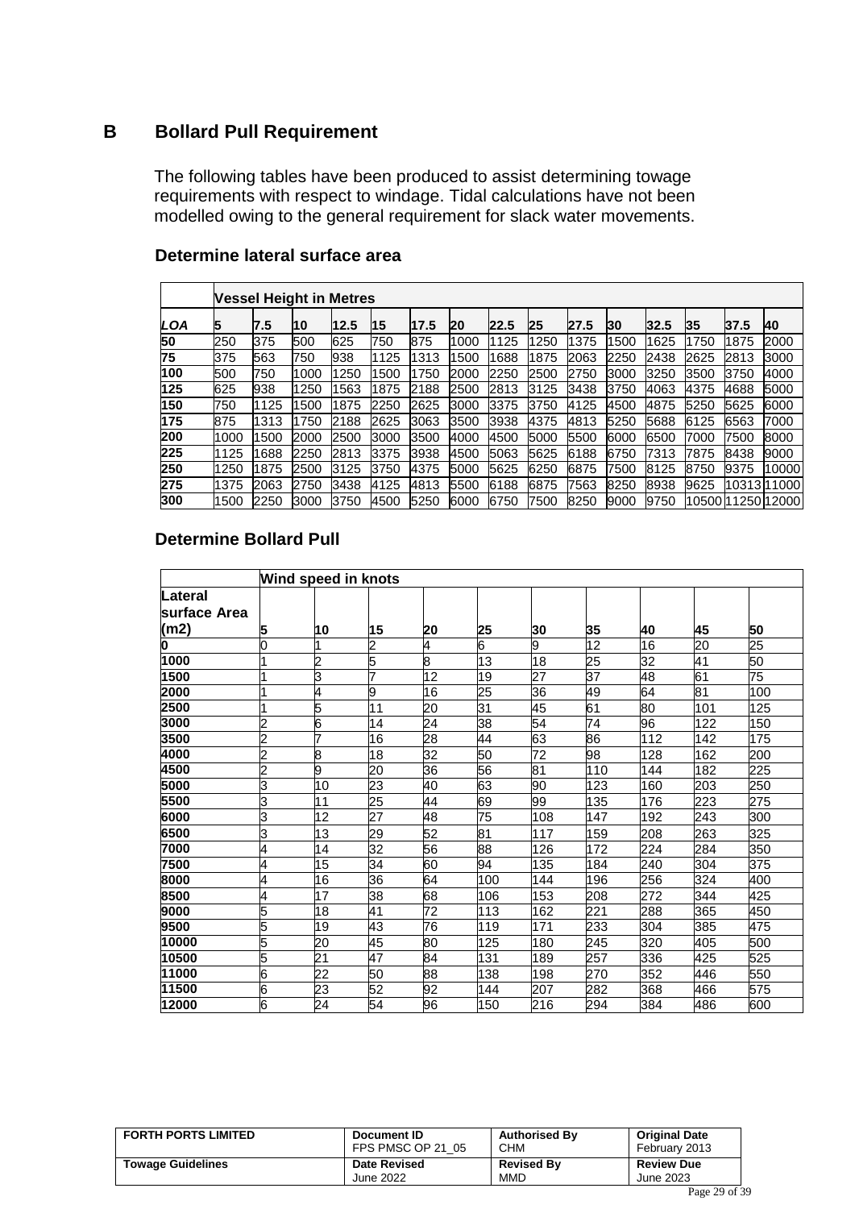## B Bollard Pull Requirement

The following tables have been produced to assist determining towage requirements with respect to windage. Tidal calculations have not been modelled owing to the general requirement for slack water movements.

### Determine lateral surface area

| | Vessel Height in Metres | | | | | | | | | | | | | | |
|---|---|---|---|---|---|---|---|---|---|---|---|---|---|---|---|
| ***LOA*** | **5** | **7.5** | **10** | **12.5** | **15** | **17.5** | **20** | **22.5** | **25** | **27.5** | **30** | **32.5** | **35** | **37.5** | **40** |
| **50** | 250 | 375 | 500 | 625 | 750 | 875 | 1000 | 1125 | 1250 | 1375 | 1500 | 1625 | 1750 | 1875 | 2000 |
| **75** | 375 | 563 | 750 | 938 | 1125 | 1313 | 1500 | 1688 | 1875 | 2063 | 2250 | 2438 | 2625 | 2813 | 3000 |
| **100** | 500 | 750 | 1000 | 1250 | 1500 | 1750 | 2000 | 2250 | 2500 | 2750 | 3000 | 3250 | 3500 | 3750 | 4000 |
| **125** | 625 | 938 | 1250 | 1563 | 1875 | 2188 | 2500 | 2813 | 3125 | 3438 | 3750 | 4063 | 4375 | 4688 | 5000 |
| **150** | 750 | 1125 | 1500 | 1875 | 2250 | 2625 | 3000 | 3375 | 3750 | 4125 | 4500 | 4875 | 5250 | 5625 | 6000 |
| **175** | 875 | 1313 | 1750 | 2188 | 2625 | 3063 | 3500 | 3938 | 4375 | 4813 | 5250 | 5688 | 6125 | 6563 | 7000 |
| **200** | 1000 | 1500 | 2000 | 2500 | 3000 | 3500 | 4000 | 4500 | 5000 | 5500 | 6000 | 6500 | 7000 | 7500 | 8000 |
| **225** | 1125 | 1688 | 2250 | 2813 | 3375 | 3938 | 4500 | 5063 | 5625 | 6188 | 6750 | 7313 | 7875 | 8438 | 9000 |
| **250** | 1250 | 1875 | 2500 | 3125 | 3750 | 4375 | 5000 | 5625 | 6250 | 6875 | 7500 | 8125 | 8750 | 9375 | 10000 |
| **275** | 1375 | 2063 | 2750 | 3438 | 4125 | 4813 | 5500 | 6188 | 6875 | 7563 | 8250 | 8938 | 9625 | 10313 | 11000 |
| **300** | 1500 | 2250 | 3000 | 3750 | 4500 | 5250 | 6000 | 6750 | 7500 | 8250 | 9000 | 9750 | 10500 | 11250 | 12000 |

### Determine Bollard Pull

| | Wind speed in knots | | | | | | | | | |
|---|---|---|---|---|---|---|---|---|---|---|
| **Lateral surface Area (m2)** | **5** | **10** | **15** | **20** | **25** | **30** | **35** | **40** | **45** | **50** |
| **0** | 0 | 1 | 2 | 4 | 6 | 9 | 12 | 16 | 20 | 25 |
| **1000** | 1 | 2 | 5 | 8 | 13 | 18 | 25 | 32 | 41 | 50 |
| **1500** | 1 | 3 | 7 | 12 | 19 | 27 | 37 | 48 | 61 | 75 |
| **2000** | 1 | 4 | 9 | 16 | 25 | 36 | 49 | 64 | 81 | 100 |
| **2500** | 1 | 5 | 11 | 20 | 31 | 45 | 61 | 80 | 101 | 125 |
| **3000** | 2 | 6 | 14 | 24 | 38 | 54 | 74 | 96 | 122 | 150 |
| **3500** | 2 | 7 | 16 | 28 | 44 | 63 | 86 | 112 | 142 | 175 |
| **4000** | 2 | 8 | 18 | 32 | 50 | 72 | 98 | 128 | 162 | 200 |
| **4500** | 2 | 9 | 20 | 36 | 56 | 81 | 110 | 144 | 182 | 225 |
| **5000** | 3 | 10 | 23 | 40 | 63 | 90 | 123 | 160 | 203 | 250 |
| **5500** | 3 | 11 | 25 | 44 | 69 | 99 | 135 | 176 | 223 | 275 |
| **6000** | 3 | 12 | 27 | 48 | 75 | 108 | 147 | 192 | 243 | 300 |
| **6500** | 3 | 13 | 29 | 52 | 81 | 117 | 159 | 208 | 263 | 325 |
| **7000** | 4 | 14 | 32 | 56 | 88 | 126 | 172 | 224 | 284 | 350 |
| **7500** | 4 | 15 | 34 | 60 | 94 | 135 | 184 | 240 | 304 | 375 |
| **8000** | 4 | 16 | 36 | 64 | 100 | 144 | 196 | 256 | 324 | 400 |
| **8500** | 4 | 17 | 38 | 68 | 106 | 153 | 208 | 272 | 344 | 425 |
| **9000** | 5 | 18 | 41 | 72 | 113 | 162 | 221 | 288 | 365 | 450 |
| **9500** | 5 | 19 | 43 | 76 | 119 | 171 | 233 | 304 | 385 | 475 |
| **10000** | 5 | 20 | 45 | 80 | 125 | 180 | 245 | 320 | 405 | 500 |
| **10500** | 5 | 21 | 47 | 84 | 131 | 189 | 257 | 336 | 425 | 525 |
| **11000** | 6 | 22 | 50 | 88 | 138 | 198 | 270 | 352 | 446 | 550 |
| **11500** | 6 | 23 | 52 | 92 | 144 | 207 | 282 | 368 | 466 | 575 |
| **12000** | 6 | 24 | 54 | 96 | 150 | 216 | 294 | 384 | 486 | 600 |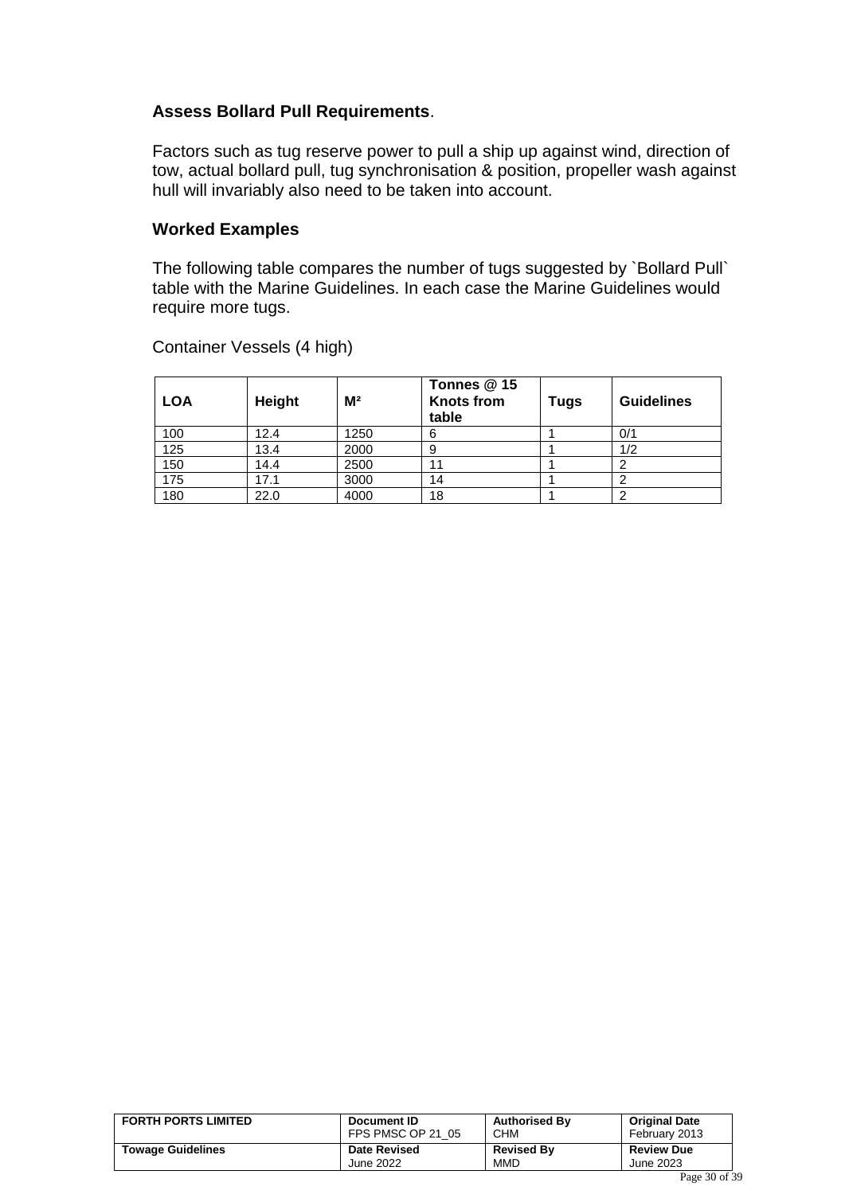**Assess Bollard Pull Requirements**.

Factors such as tug reserve power to pull a ship up against wind, direction of tow, actual bollard pull, tug synchronisation & position, propeller wash against hull will invariably also need to be taken into account.

**Worked Examples**

The following table compares the number of tugs suggested by `Bollard Pull` table with the Marine Guidelines. In each case the Marine Guidelines would require more tugs.

Container Vessels (4 high)

| **LOA** | **Height** | **M²** | **Tonnes @ 15 Knots from table** | **Tugs** | **Guidelines** |
|---|---|---|---|---|---|
| 100 | 12.4 | 1250 | 6 | 1 | 0/1 |
| 125 | 13.4 | 2000 | 9 | 1 | 1/2 |
| 150 | 14.4 | 2500 | 11 | 1 | 2 |
| 175 | 17.1 | 3000 | 14 | 1 | 2 |
| 180 | 22.0 | 4000 | 18 | 1 | 2 |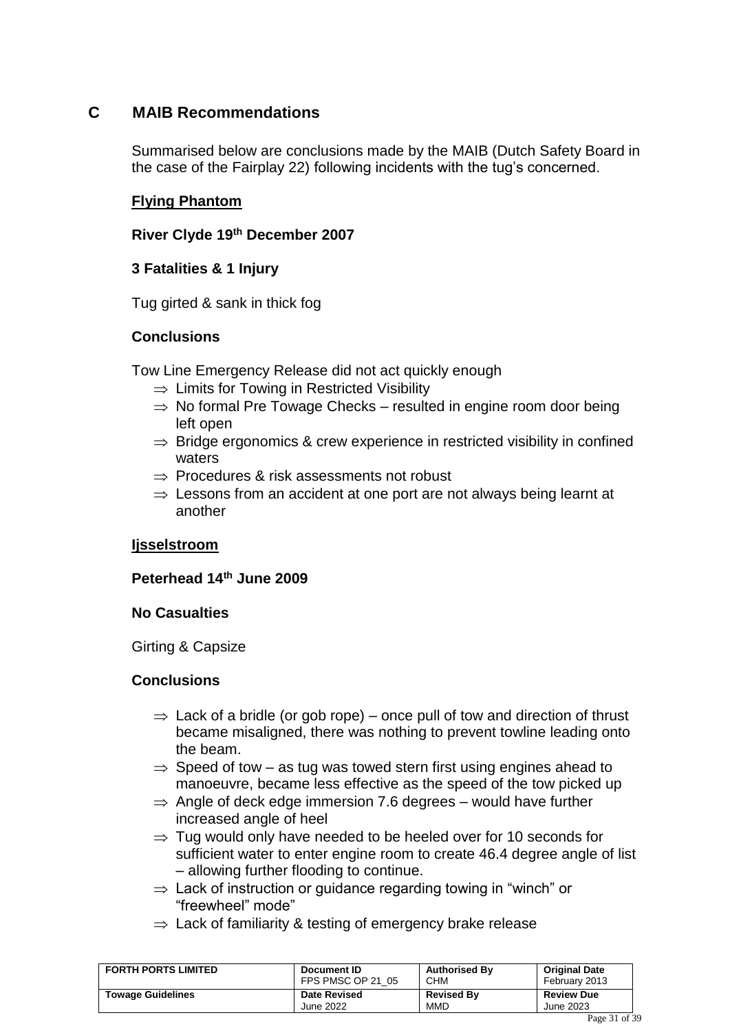## C MAIB Recommendations

Summarised below are conclusions made by the MAIB (Dutch Safety Board in the case of the Fairplay 22) following incidents with the tug's concerned.

**Flying Phantom**

**River Clyde 19th December 2007**

**3 Fatalities & 1 Injury**

Tug girted & sank in thick fog

**Conclusions**

Tow Line Emergency Release did not act quickly enough

- ⇒ Limits for Towing in Restricted Visibility
- ⇒ No formal Pre Towage Checks – resulted in engine room door being left open
- ⇒ Bridge ergonomics & crew experience in restricted visibility in confined waters
- ⇒ Procedures & risk assessments not robust
- ⇒ Lessons from an accident at one port are not always being learnt at another

**Ijsselstroom**

**Peterhead 14th June 2009**

**No Casualties**

Girting & Capsize

**Conclusions**

- ⇒ Lack of a bridle (or gob rope) – once pull of tow and direction of thrust became misaligned, there was nothing to prevent towline leading onto the beam.
- ⇒ Speed of tow – as tug was towed stern first using engines ahead to manoeuvre, became less effective as the speed of the tow picked up
- ⇒ Angle of deck edge immersion 7.6 degrees – would have further increased angle of heel
- ⇒ Tug would only have needed to be heeled over for 10 seconds for sufficient water to enter engine room to create 46.4 degree angle of list – allowing further flooding to continue.
- ⇒ Lack of instruction or guidance regarding towing in "winch" or "freewheel" mode"
- ⇒ Lack of familiarity & testing of emergency brake release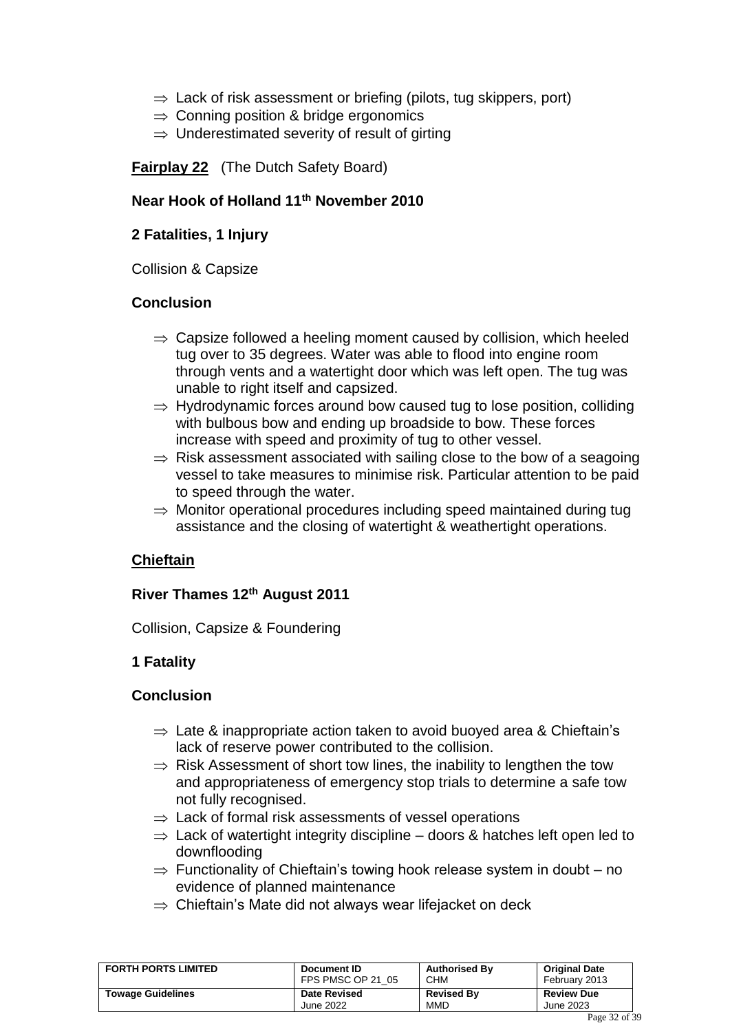- ⇒ Lack of risk assessment or briefing (pilots, tug skippers, port)
- ⇒ Conning position & bridge ergonomics
- ⇒ Underestimated severity of result of girting

**Fairplay 22** (The Dutch Safety Board)

**Near Hook of Holland 11th November 2010**

**2 Fatalities, 1 Injury**

Collision & Capsize

**Conclusion**

- ⇒ Capsize followed a heeling moment caused by collision, which heeled tug over to 35 degrees. Water was able to flood into engine room through vents and a watertight door which was left open. The tug was unable to right itself and capsized.
- ⇒ Hydrodynamic forces around bow caused tug to lose position, colliding with bulbous bow and ending up broadside to bow. These forces increase with speed and proximity of tug to other vessel.
- ⇒ Risk assessment associated with sailing close to the bow of a seagoing vessel to take measures to minimise risk. Particular attention to be paid to speed through the water.
- ⇒ Monitor operational procedures including speed maintained during tug assistance and the closing of watertight & weathertight operations.

**Chieftain**

**River Thames 12th August 2011**

Collision, Capsize & Foundering

**1 Fatality**

**Conclusion**

- ⇒ Late & inappropriate action taken to avoid buoyed area & Chieftain's lack of reserve power contributed to the collision.
- ⇒ Risk Assessment of short tow lines, the inability to lengthen the tow and appropriateness of emergency stop trials to determine a safe tow not fully recognised.
- ⇒ Lack of formal risk assessments of vessel operations
- ⇒ Lack of watertight integrity discipline – doors & hatches left open led to downflooding
- ⇒ Functionality of Chieftain's towing hook release system in doubt – no evidence of planned maintenance
- ⇒ Chieftain's Mate did not always wear lifejacket on deck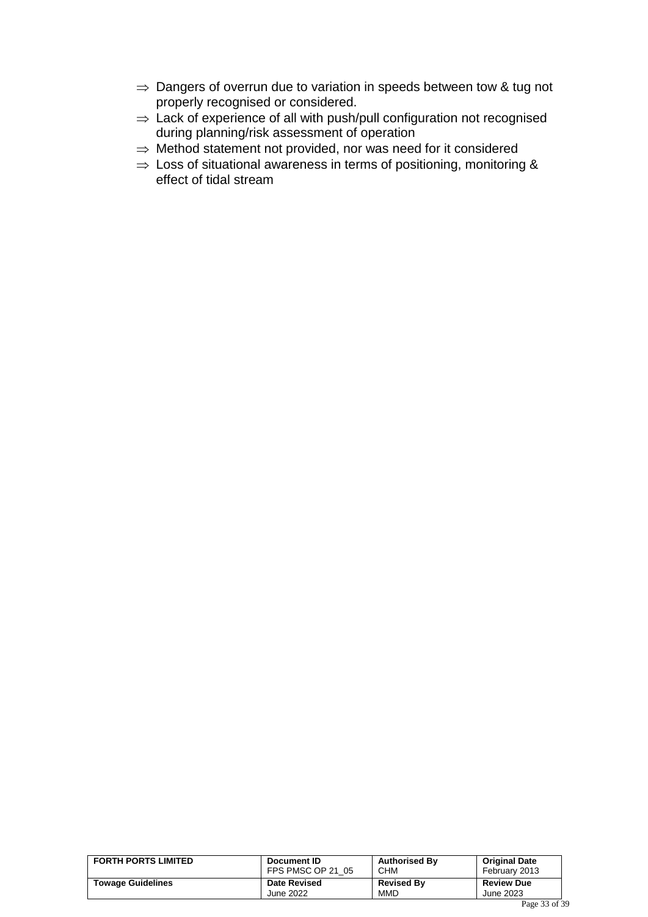- ⇒ Dangers of overrun due to variation in speeds between tow & tug not properly recognised or considered.
- ⇒ Lack of experience of all with push/pull configuration not recognised during planning/risk assessment of operation
- ⇒ Method statement not provided, nor was need for it considered
- ⇒ Loss of situational awareness in terms of positioning, monitoring & effect of tidal stream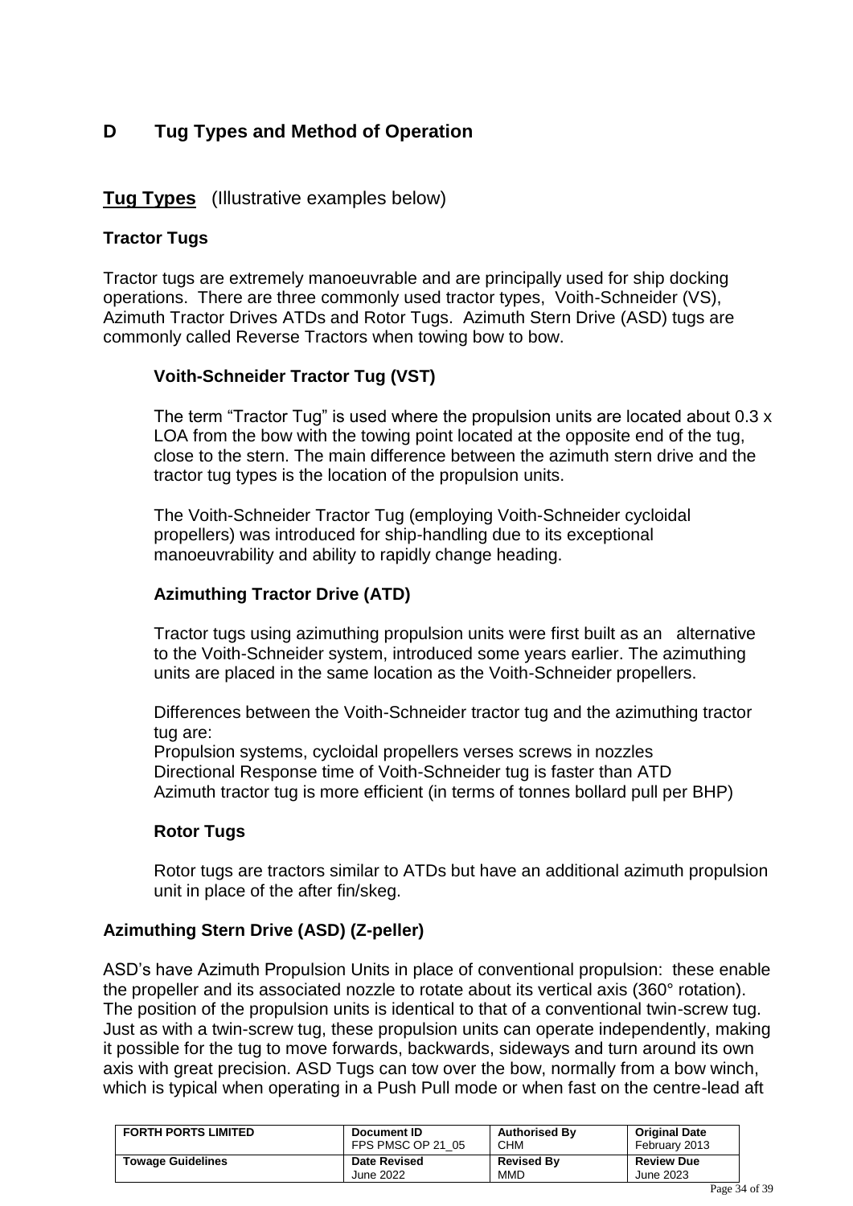## D Tug Types and Method of Operation

### Tug Types (Illustrative examples below)

#### Tractor Tugs

Tractor tugs are extremely manoeuvrable and are principally used for ship docking operations. There are three commonly used tractor types, Voith-Schneider (VS), Azimuth Tractor Drives ATDs and Rotor Tugs. Azimuth Stern Drive (ASD) tugs are commonly called Reverse Tractors when towing bow to bow.

**Voith-Schneider Tractor Tug (VST)**

The term "Tractor Tug" is used where the propulsion units are located about 0.3 x LOA from the bow with the towing point located at the opposite end of the tug, close to the stern. The main difference between the azimuth stern drive and the tractor tug types is the location of the propulsion units.

The Voith-Schneider Tractor Tug (employing Voith-Schneider cycloidal propellers) was introduced for ship-handling due to its exceptional manoeuvrability and ability to rapidly change heading.

**Azimuthing Tractor Drive (ATD)**

Tractor tugs using azimuthing propulsion units were first built as an alternative to the Voith-Schneider system, introduced some years earlier. The azimuthing units are placed in the same location as the Voith-Schneider propellers.

Differences between the Voith-Schneider tractor tug and the azimuthing tractor tug are:
Propulsion systems, cycloidal propellers verses screws in nozzles
Directional Response time of Voith-Schneider tug is faster than ATD
Azimuth tractor tug is more efficient (in terms of tonnes bollard pull per BHP)

**Rotor Tugs**

Rotor tugs are tractors similar to ATDs but have an additional azimuth propulsion unit in place of the after fin/skeg.

#### Azimuthing Stern Drive (ASD) (Z-peller)

ASD's have Azimuth Propulsion Units in place of conventional propulsion: these enable the propeller and its associated nozzle to rotate about its vertical axis (360° rotation). The position of the propulsion units is identical to that of a conventional twin-screw tug. Just as with a twin-screw tug, these propulsion units can operate independently, making it possible for the tug to move forwards, backwards, sideways and turn around its own axis with great precision. ASD Tugs can tow over the bow, normally from a bow winch, which is typical when operating in a Push Pull mode or when fast on the centre-lead aft

| FORTH PORTS LIMITED | Document ID FPS PMSC OP 21_05 | Authorised By CHM | Original Date February 2013 |
|---|---|---|---|
| Towage Guidelines | Date Revised June 2022 | Revised By MMD | Review Due June 2023 |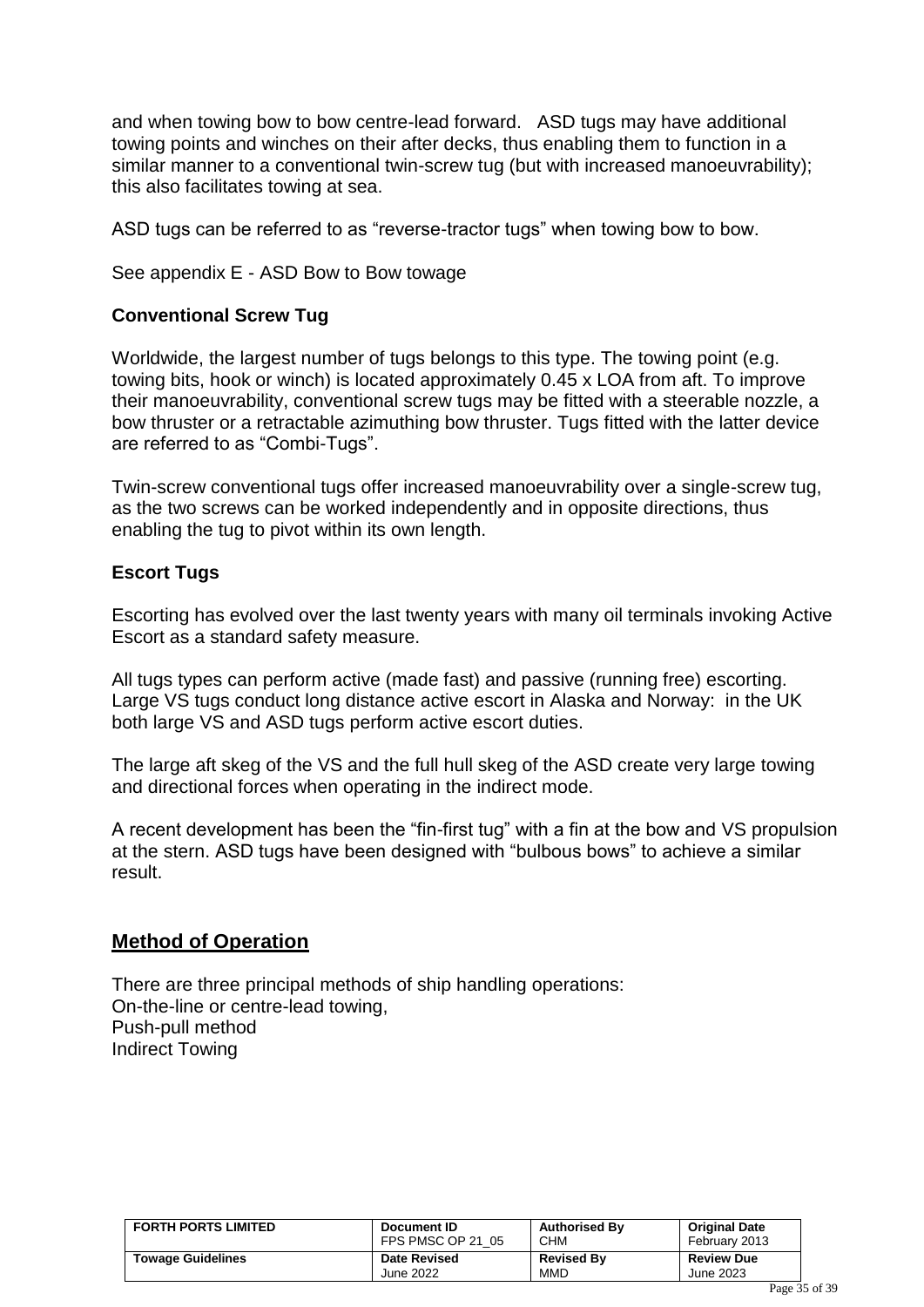and when towing bow to bow centre-lead forward. ASD tugs may have additional towing points and winches on their after decks, thus enabling them to function in a similar manner to a conventional twin-screw tug (but with increased manoeuvrability); this also facilitates towing at sea.

ASD tugs can be referred to as "reverse-tractor tugs" when towing bow to bow.

See appendix E - ASD Bow to Bow towage

**Conventional Screw Tug**

Worldwide, the largest number of tugs belongs to this type. The towing point (e.g. towing bits, hook or winch) is located approximately 0.45 x LOA from aft. To improve their manoeuvrability, conventional screw tugs may be fitted with a steerable nozzle, a bow thruster or a retractable azimuthing bow thruster. Tugs fitted with the latter device are referred to as "Combi-Tugs".

Twin-screw conventional tugs offer increased manoeuvrability over a single-screw tug, as the two screws can be worked independently and in opposite directions, thus enabling the tug to pivot within its own length.

**Escort Tugs**

Escorting has evolved over the last twenty years with many oil terminals invoking Active Escort as a standard safety measure.

All tugs types can perform active (made fast) and passive (running free) escorting. Large VS tugs conduct long distance active escort in Alaska and Norway: in the UK both large VS and ASD tugs perform active escort duties.

The large aft skeg of the VS and the full hull skeg of the ASD create very large towing and directional forces when operating in the indirect mode.

A recent development has been the "fin-first tug" with a fin at the bow and VS propulsion at the stern. ASD tugs have been designed with "bulbous bows" to achieve a similar result.

## Method of Operation

There are three principal methods of ship handling operations:
On-the-line or centre-lead towing,
Push-pull method
Indirect Towing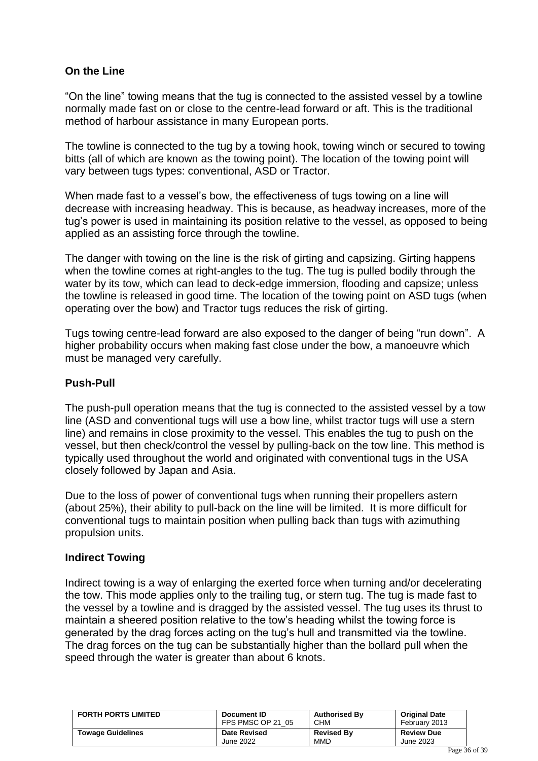## On the Line

"On the line" towing means that the tug is connected to the assisted vessel by a towline normally made fast on or close to the centre-lead forward or aft. This is the traditional method of harbour assistance in many European ports.

The towline is connected to the tug by a towing hook, towing winch or secured to towing bitts (all of which are known as the towing point). The location of the towing point will vary between tugs types: conventional, ASD or Tractor.

When made fast to a vessel's bow, the effectiveness of tugs towing on a line will decrease with increasing headway. This is because, as headway increases, more of the tug's power is used in maintaining its position relative to the vessel, as opposed to being applied as an assisting force through the towline.

The danger with towing on the line is the risk of girting and capsizing. Girting happens when the towline comes at right-angles to the tug. The tug is pulled bodily through the water by its tow, which can lead to deck-edge immersion, flooding and capsize; unless the towline is released in good time. The location of the towing point on ASD tugs (when operating over the bow) and Tractor tugs reduces the risk of girting.

Tugs towing centre-lead forward are also exposed to the danger of being "run down". A higher probability occurs when making fast close under the bow, a manoeuvre which must be managed very carefully.

## Push-Pull

The push-pull operation means that the tug is connected to the assisted vessel by a tow line (ASD and conventional tugs will use a bow line, whilst tractor tugs will use a stern line) and remains in close proximity to the vessel. This enables the tug to push on the vessel, but then check/control the vessel by pulling-back on the tow line. This method is typically used throughout the world and originated with conventional tugs in the USA closely followed by Japan and Asia.

Due to the loss of power of conventional tugs when running their propellers astern (about 25%), their ability to pull-back on the line will be limited. It is more difficult for conventional tugs to maintain position when pulling back than tugs with azimuthing propulsion units.

## Indirect Towing

Indirect towing is a way of enlarging the exerted force when turning and/or decelerating the tow. This mode applies only to the trailing tug, or stern tug. The tug is made fast to the vessel by a towline and is dragged by the assisted vessel. The tug uses its thrust to maintain a sheered position relative to the tow's heading whilst the towing force is generated by the drag forces acting on the tug's hull and transmitted via the towline. The drag forces on the tug can be substantially higher than the bollard pull when the speed through the water is greater than about 6 knots.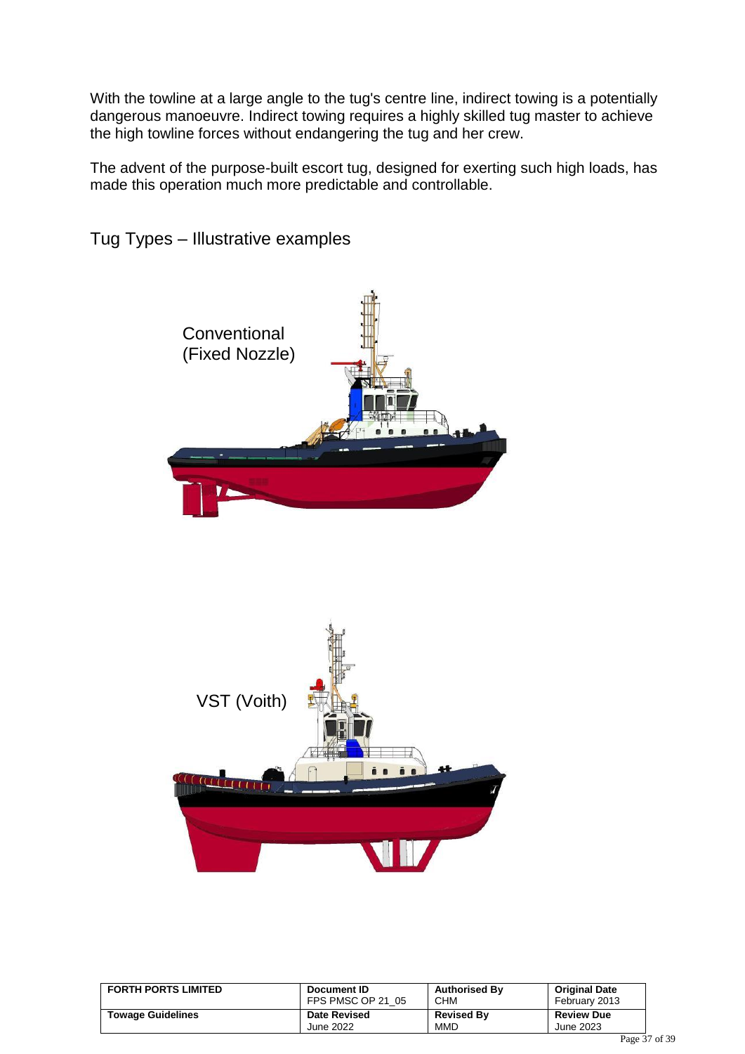With the towline at a large angle to the tug's centre line, indirect towing is a potentially dangerous manoeuvre. Indirect towing requires a highly skilled tug master to achieve the high towline forces without endangering the tug and her crew.

The advent of the purpose-built escort tug, designed for exerting such high loads, has made this operation much more predictable and controllable.

## Tug Types – Illustrative examples

Conventional (Fixed Nozzle)

VST (Voith)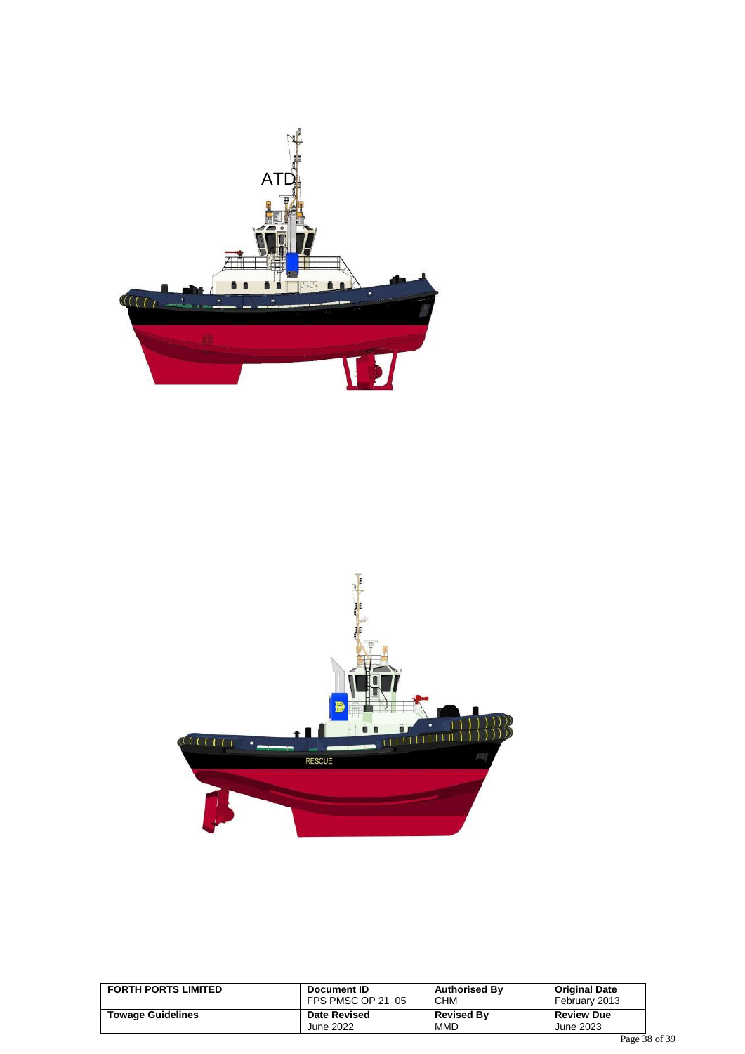ATD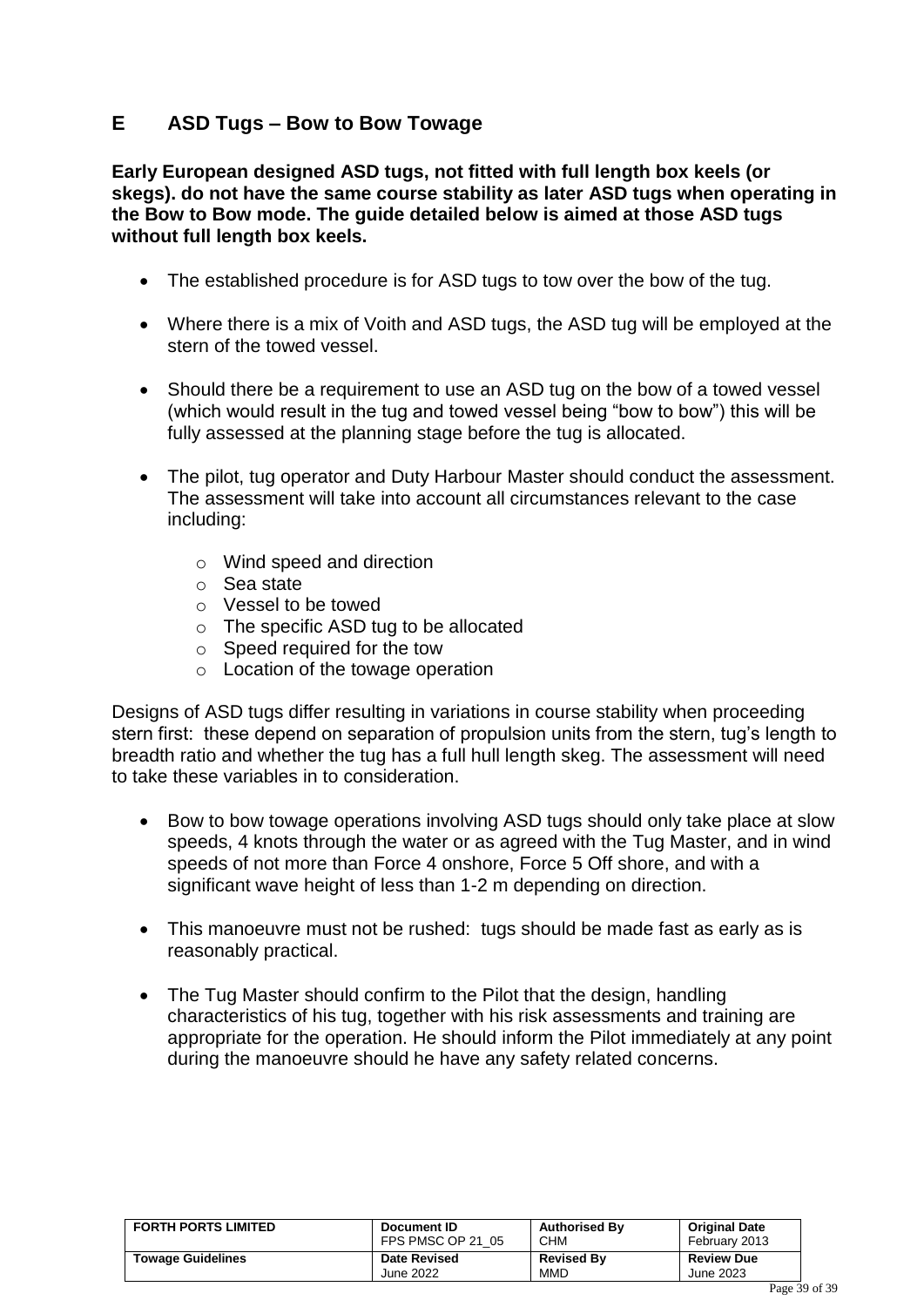## E ASD Tugs – Bow to Bow Towage

**Early European designed ASD tugs, not fitted with full length box keels (or skegs). do not have the same course stability as later ASD tugs when operating in the Bow to Bow mode. The guide detailed below is aimed at those ASD tugs without full length box keels.**

- The established procedure is for ASD tugs to tow over the bow of the tug.
- Where there is a mix of Voith and ASD tugs, the ASD tug will be employed at the stern of the towed vessel.
- Should there be a requirement to use an ASD tug on the bow of a towed vessel (which would result in the tug and towed vessel being "bow to bow") this will be fully assessed at the planning stage before the tug is allocated.
- The pilot, tug operator and Duty Harbour Master should conduct the assessment. The assessment will take into account all circumstances relevant to the case including:
    - Wind speed and direction
    - Sea state
    - Vessel to be towed
    - The specific ASD tug to be allocated
    - Speed required for the tow
    - Location of the towage operation

Designs of ASD tugs differ resulting in variations in course stability when proceeding stern first: these depend on separation of propulsion units from the stern, tug's length to breadth ratio and whether the tug has a full hull length skeg. The assessment will need to take these variables in to consideration.

- Bow to bow towage operations involving ASD tugs should only take place at slow speeds, 4 knots through the water or as agreed with the Tug Master, and in wind speeds of not more than Force 4 onshore, Force 5 Off shore, and with a significant wave height of less than 1-2 m depending on direction.
- This manoeuvre must not be rushed: tugs should be made fast as early as is reasonably practical.
- The Tug Master should confirm to the Pilot that the design, handling characteristics of his tug, together with his risk assessments and training are appropriate for the operation. He should inform the Pilot immediately at any point during the manoeuvre should he have any safety related concerns.